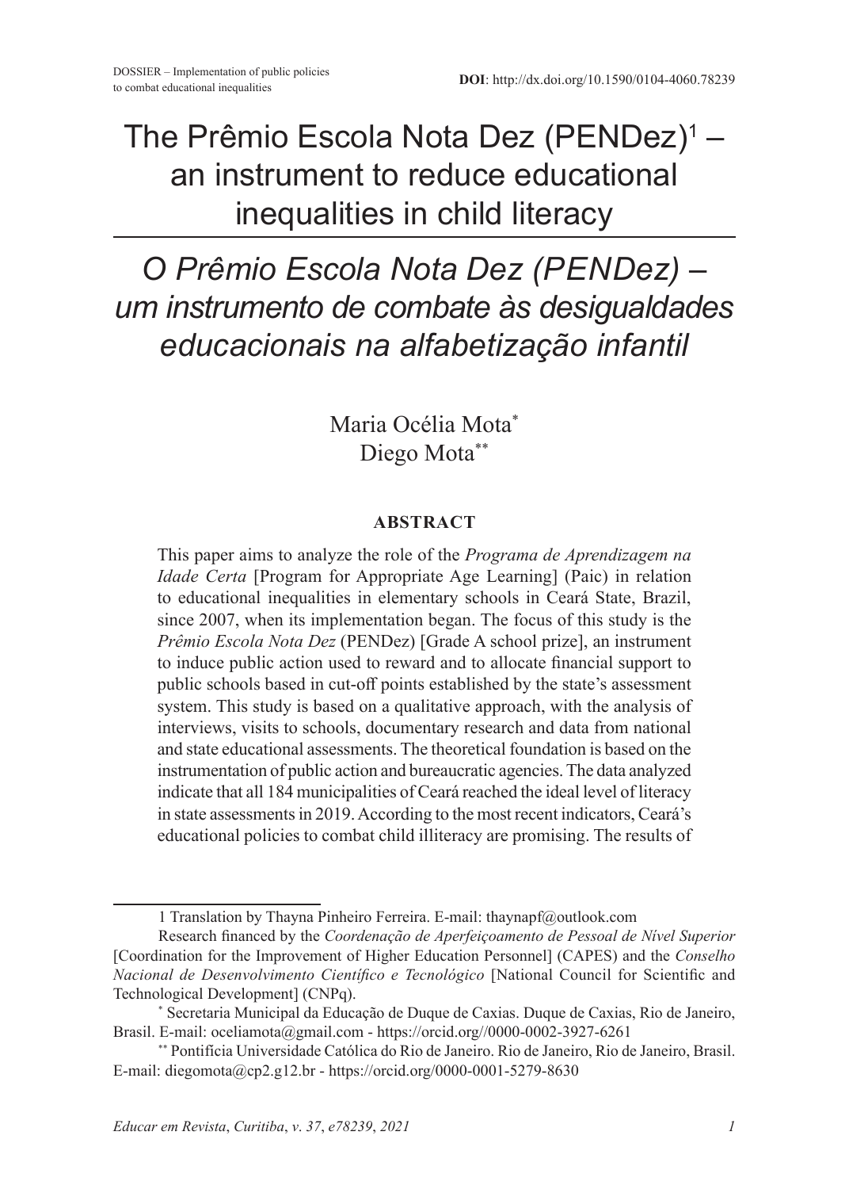DOSSIER – Implementation of public policies to combat educational inequalities

**DOI**: http://dx.doi.org/10.1590/0104-4060.78239

# The Prêmio Escola Nota Dez (PENDez)[1] – an instrument to reduce educational inequalities in child literacy

# *O Prêmio Escola Nota Dez (PENDez) – um instrumento de combate às desigualdades educacionais na alfabetização infantil*

Maria Océlia Mota[*]
Diego Mota[**]

## ABSTRACT

This paper aims to analyze the role of the *Programa de Aprendizagem na Idade Certa* [Program for Appropriate Age Learning] (Paic) in relation to educational inequalities in elementary schools in Ceará State, Brazil, since 2007, when its implementation began. The focus of this study is the *Prêmio Escola Nota Dez* (PENDez) [Grade A school prize], an instrument to induce public action used to reward and to allocate financial support to public schools based in cut-off points established by the state's assessment system. This study is based on a qualitative approach, with the analysis of interviews, visits to schools, documentary research and data from national and state educational assessments. The theoretical foundation is based on the instrumentation of public action and bureaucratic agencies. The data analyzed indicate that all 184 municipalities of Ceará reached the ideal level of literacy in state assessments in 2019. According to the most recent indicators, Ceará's educational policies to combat child illiteracy are promising. The results of

---

1 Translation by Thayna Pinheiro Ferreira. E-mail: thaynapf@outlook.com

Research financed by the *Coordenação de Aperfeiçoamento de Pessoal de Nível Superior* [Coordination for the Improvement of Higher Education Personnel] (CAPES) and the *Conselho Nacional de Desenvolvimento Científico e Tecnológico* [National Council for Scientific and Technological Development] (CNPq).

[*] Secretaria Municipal da Educação de Duque de Caxias. Duque de Caxias, Rio de Janeiro, Brasil. E-mail: oceliamota@gmail.com - https://orcid.org//0000-0002-3927-6261

[**] Pontifícia Universidade Católica do Rio de Janeiro. Rio de Janeiro, Rio de Janeiro, Brasil. E-mail: diegomota@cp2.g12.br - https://orcid.org/0000-0001-5279-8630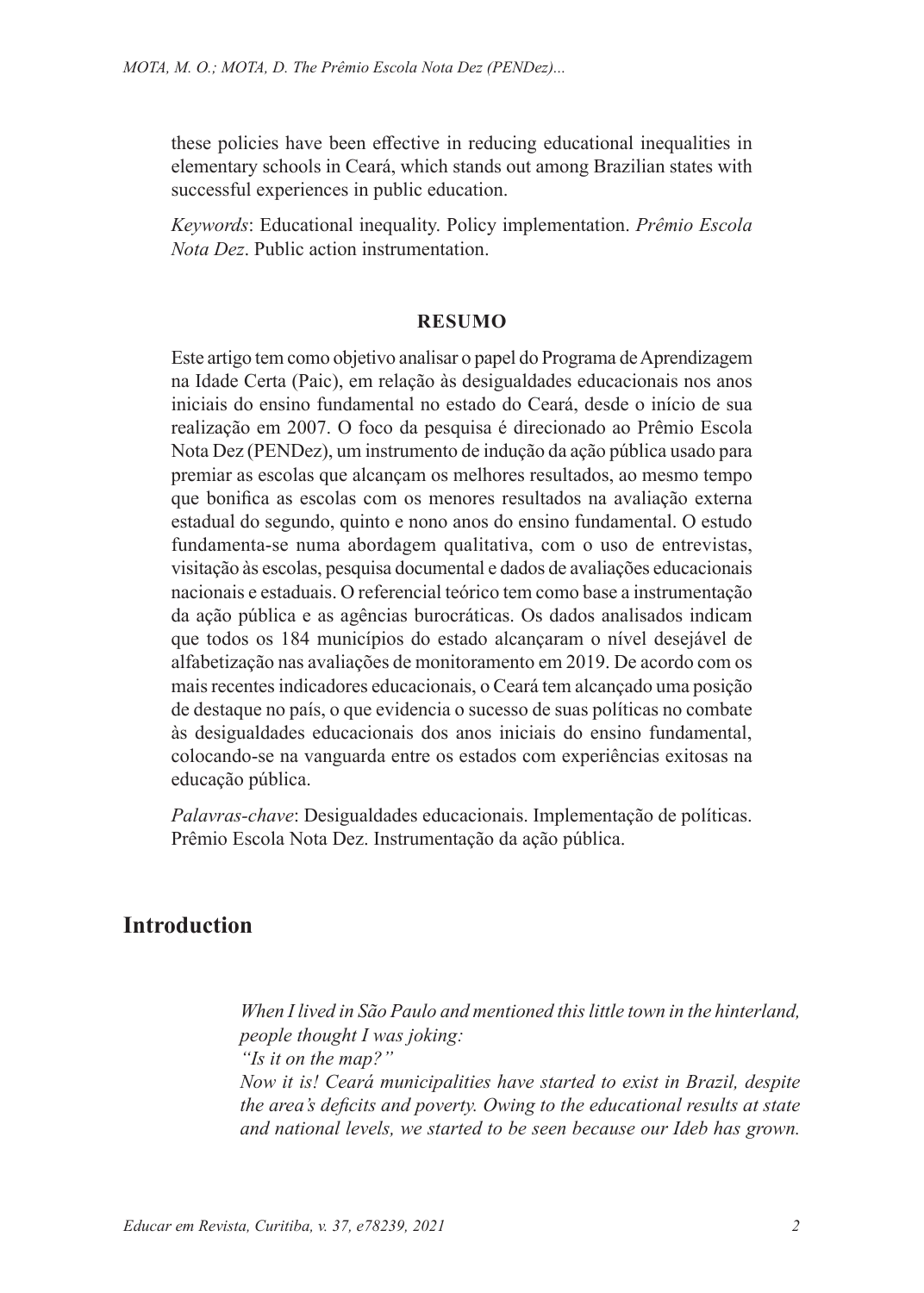these policies have been effective in reducing educational inequalities in elementary schools in Ceará, which stands out among Brazilian states with successful experiences in public education.

*Keywords*: Educational inequality. Policy implementation. *Prêmio Escola Nota Dez*. Public action instrumentation.

**RESUMO**

Este artigo tem como objetivo analisar o papel do Programa de Aprendizagem na Idade Certa (Paic), em relação às desigualdades educacionais nos anos iniciais do ensino fundamental no estado do Ceará, desde o início de sua realização em 2007. O foco da pesquisa é direcionado ao Prêmio Escola Nota Dez (PENDez), um instrumento de indução da ação pública usado para premiar as escolas que alcançam os melhores resultados, ao mesmo tempo que bonifica as escolas com os menores resultados na avaliação externa estadual do segundo, quinto e nono anos do ensino fundamental. O estudo fundamenta-se numa abordagem qualitativa, com o uso de entrevistas, visitação às escolas, pesquisa documental e dados de avaliações educacionais nacionais e estaduais. O referencial teórico tem como base a instrumentação da ação pública e as agências burocráticas. Os dados analisados indicam que todos os 184 municípios do estado alcançaram o nível desejável de alfabetização nas avaliações de monitoramento em 2019. De acordo com os mais recentes indicadores educacionais, o Ceará tem alcançado uma posição de destaque no país, o que evidencia o sucesso de suas políticas no combate às desigualdades educacionais dos anos iniciais do ensino fundamental, colocando-se na vanguarda entre os estados com experiências exitosas na educação pública.

*Palavras-chave*: Desigualdades educacionais. Implementação de políticas. Prêmio Escola Nota Dez. Instrumentação da ação pública.

## Introduction

> *When I lived in São Paulo and mentioned this little town in the hinterland, people thought I was joking:*
> *"Is it on the map?"*
> *Now it is! Ceará municipalities have started to exist in Brazil, despite the area's deficits and poverty. Owing to the educational results at state and national levels, we started to be seen because our Ideb has grown.*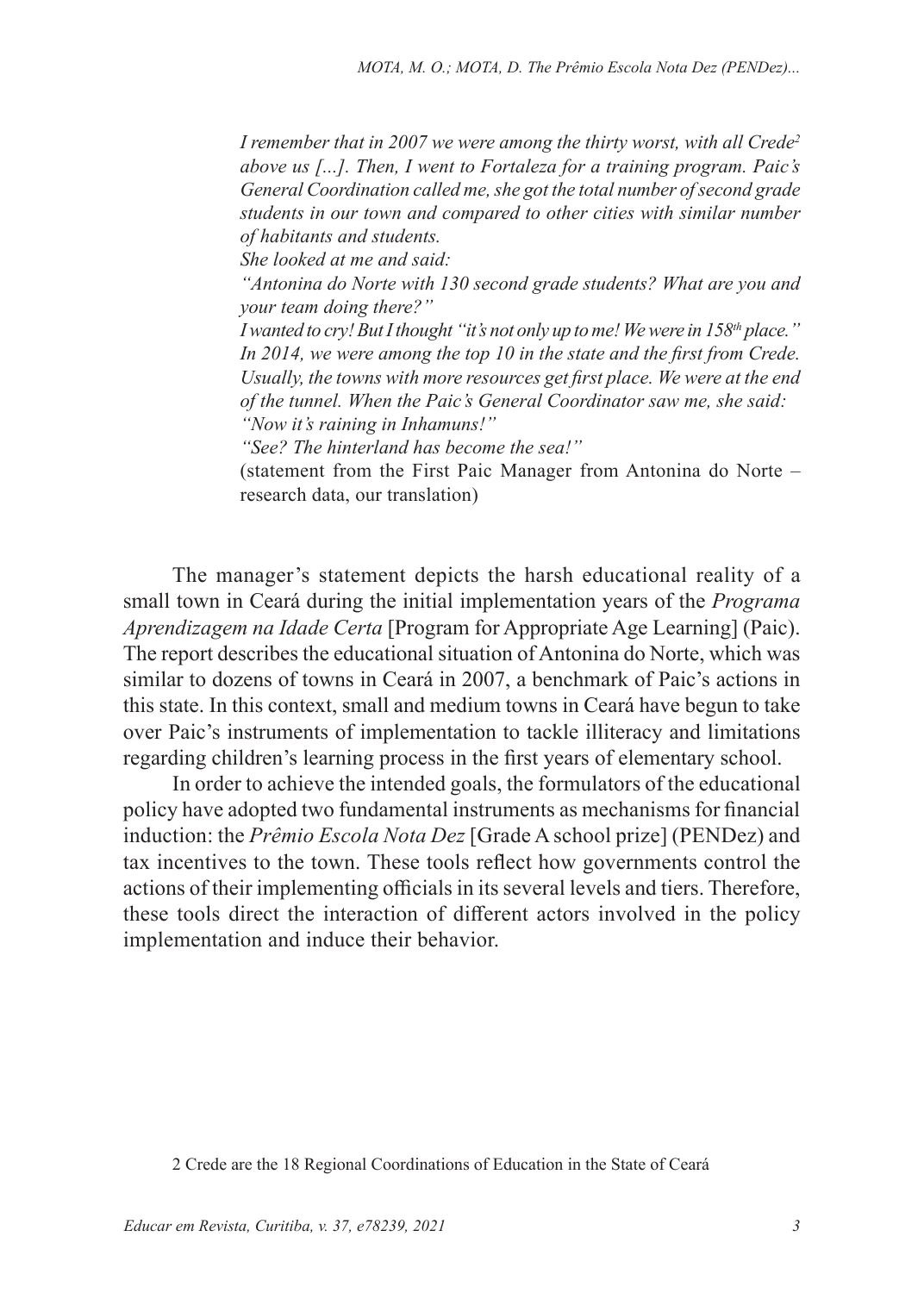> *I remember that in 2007 we were among the thirty worst, with all Crede[2] above us [...]. Then, I went to Fortaleza for a training program. Paic's General Coordination called me, she got the total number of second grade students in our town and compared to other cities with similar number of habitants and students.*
> *She looked at me and said:*
> *"Antonina do Norte with 130 second grade students? What are you and your team doing there?"*
> *I wanted to cry! But I thought "it's not only up to me! We were in 158th place." In 2014, we were among the top 10 in the state and the first from Crede. Usually, the towns with more resources get first place. We were at the end of the tunnel. When the Paic's General Coordinator saw me, she said:*
> *"Now it's raining in Inhamuns!"*
> *"See? The hinterland has become the sea!"*
> (statement from the First Paic Manager from Antonina do Norte – research data, our translation)

The manager's statement depicts the harsh educational reality of a small town in Ceará during the initial implementation years of the *Programa Aprendizagem na Idade Certa* [Program for Appropriate Age Learning] (Paic). The report describes the educational situation of Antonina do Norte, which was similar to dozens of towns in Ceará in 2007, a benchmark of Paic's actions in this state. In this context, small and medium towns in Ceará have begun to take over Paic's instruments of implementation to tackle illiteracy and limitations regarding children's learning process in the first years of elementary school.

In order to achieve the intended goals, the formulators of the educational policy have adopted two fundamental instruments as mechanisms for financial induction: the *Prêmio Escola Nota Dez* [Grade A school prize] (PENDez) and tax incentives to the town. These tools reflect how governments control the actions of their implementing officials in its several levels and tiers. Therefore, these tools direct the interaction of different actors involved in the policy implementation and induce their behavior.

2 Crede are the 18 Regional Coordinations of Education in the State of Ceará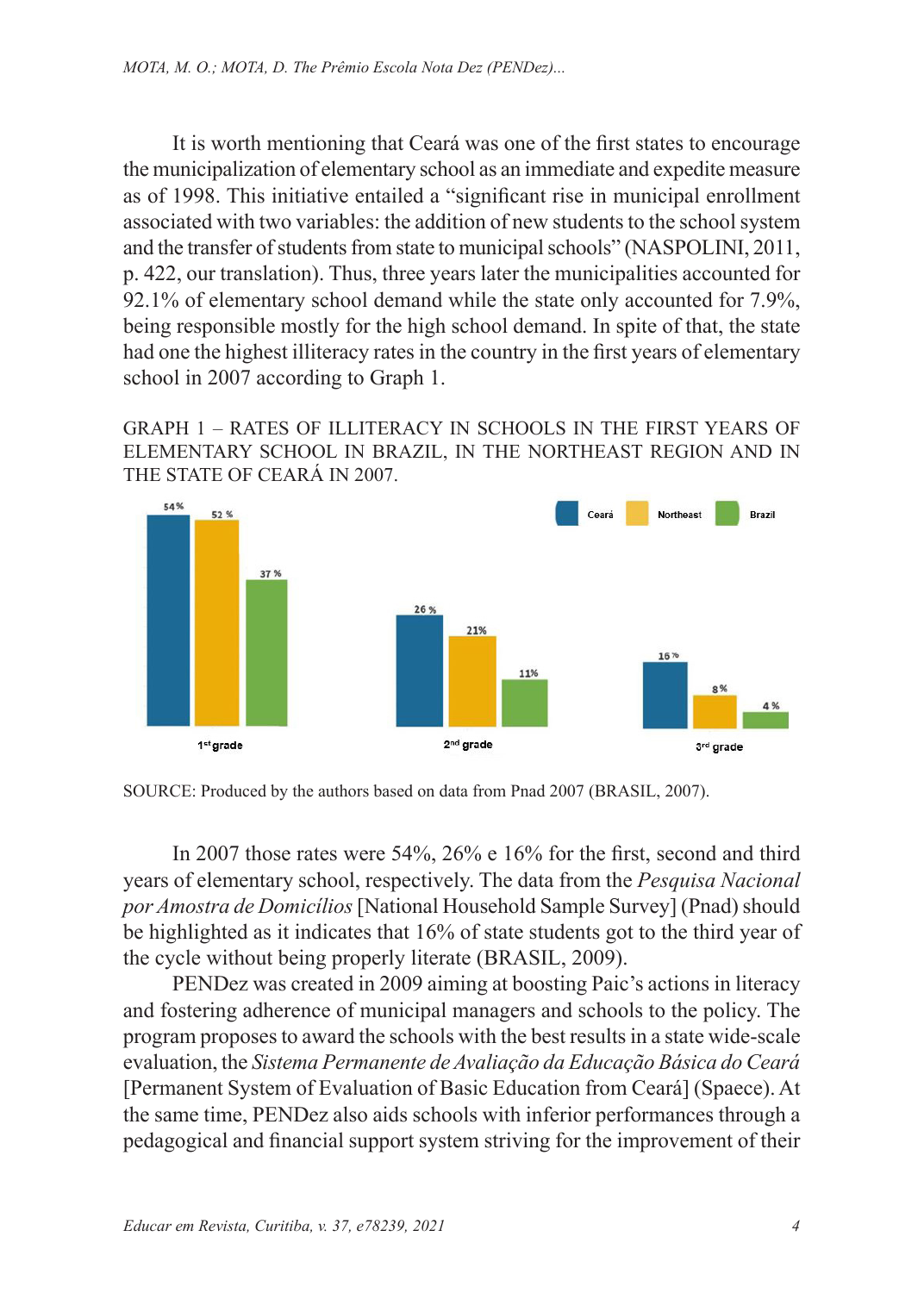It is worth mentioning that Ceará was one of the first states to encourage the municipalization of elementary school as an immediate and expedite measure as of 1998. This initiative entailed a "significant rise in municipal enrollment associated with two variables: the addition of new students to the school system and the transfer of students from state to municipal schools" (NASPOLINI, 2011, p. 422, our translation). Thus, three years later the municipalities accounted for 92.1% of elementary school demand while the state only accounted for 7.9%, being responsible mostly for the high school demand. In spite of that, the state had one the highest illiteracy rates in the country in the first years of elementary school in 2007 according to Graph 1.

GRAPH 1 – RATES OF ILLITERACY IN SCHOOLS IN THE FIRST YEARS OF ELEMENTARY SCHOOL IN BRAZIL, IN THE NORTHEAST REGION AND IN THE STATE OF CEARÁ IN 2007.

| | Ceará | Northeast | Brazil |
|---|---|---|---|
| 1st grade | 54% | 52% | 37% |
| 2nd grade | 26% | 21% | 11% |
| 3rd grade | 16% | 8% | 4% |

SOURCE: Produced by the authors based on data from Pnad 2007 (BRASIL, 2007).

In 2007 those rates were 54%, 26% e 16% for the first, second and third years of elementary school, respectively. The data from the *Pesquisa Nacional por Amostra de Domicílios* [National Household Sample Survey] (Pnad) should be highlighted as it indicates that 16% of state students got to the third year of the cycle without being properly literate (BRASIL, 2009).

PENDez was created in 2009 aiming at boosting Paic's actions in literacy and fostering adherence of municipal managers and schools to the policy. The program proposes to award the schools with the best results in a state wide-scale evaluation, the *Sistema Permanente de Avaliação da Educação Básica do Ceará* [Permanent System of Evaluation of Basic Education from Ceará] (Spaece). At the same time, PENDez also aids schools with inferior performances through a pedagogical and financial support system striving for the improvement of their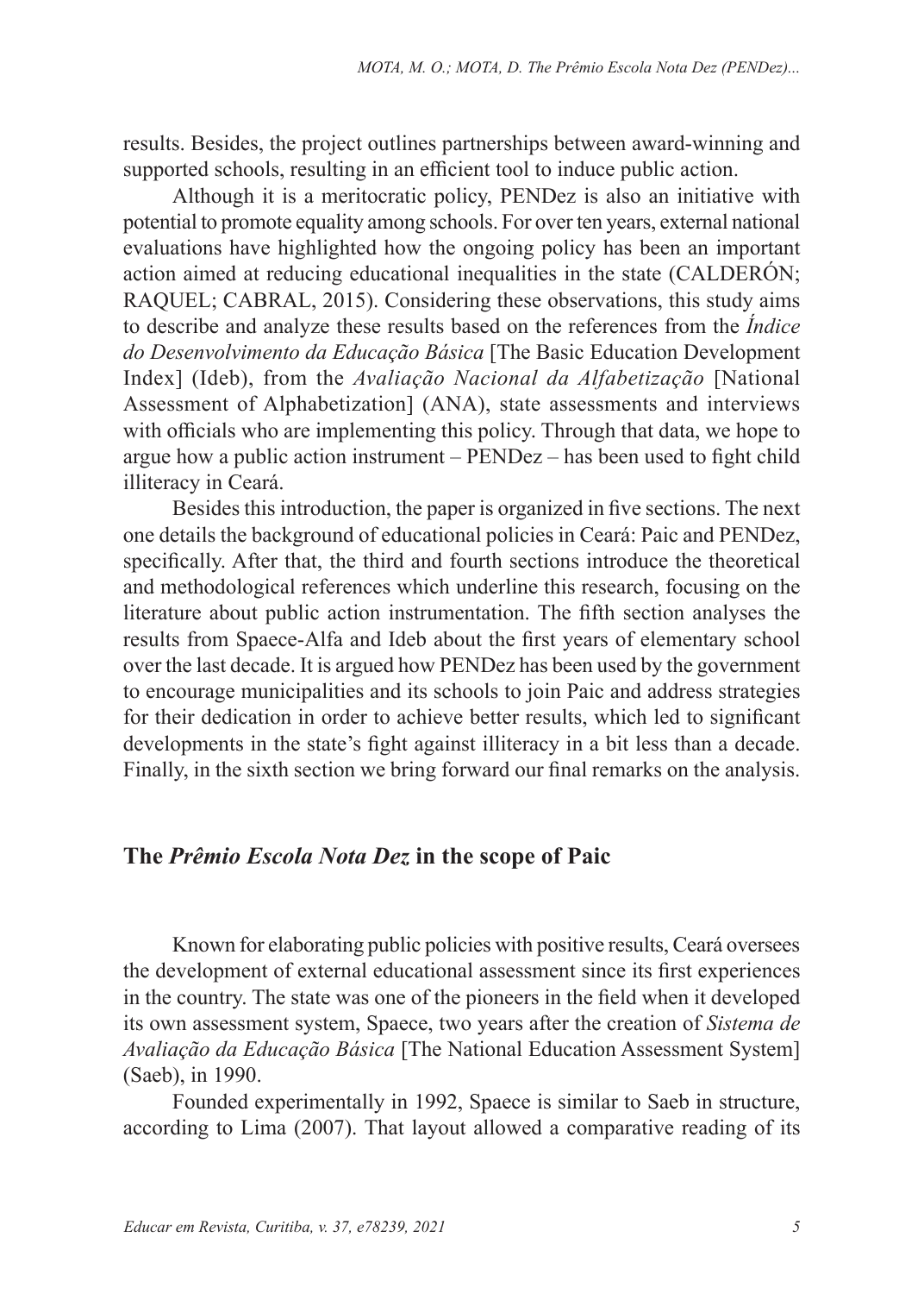results. Besides, the project outlines partnerships between award-winning and supported schools, resulting in an efficient tool to induce public action.

Although it is a meritocratic policy, PENDez is also an initiative with potential to promote equality among schools. For over ten years, external national evaluations have highlighted how the ongoing policy has been an important action aimed at reducing educational inequalities in the state (CALDERÓN; RAQUEL; CABRAL, 2015). Considering these observations, this study aims to describe and analyze these results based on the references from the *Índice do Desenvolvimento da Educação Básica* [The Basic Education Development Index] (Ideb), from the *Avaliação Nacional da Alfabetização* [National Assessment of Alphabetization] (ANA), state assessments and interviews with officials who are implementing this policy. Through that data, we hope to argue how a public action instrument – PENDez – has been used to fight child illiteracy in Ceará.

Besides this introduction, the paper is organized in five sections. The next one details the background of educational policies in Ceará: Paic and PENDez, specifically. After that, the third and fourth sections introduce the theoretical and methodological references which underline this research, focusing on the literature about public action instrumentation. The fifth section analyses the results from Spaece-Alfa and Ideb about the first years of elementary school over the last decade. It is argued how PENDez has been used by the government to encourage municipalities and its schools to join Paic and address strategies for their dedication in order to achieve better results, which led to significant developments in the state's fight against illiteracy in a bit less than a decade. Finally, in the sixth section we bring forward our final remarks on the analysis.

## The *Prêmio Escola Nota Dez* in the scope of Paic

Known for elaborating public policies with positive results, Ceará oversees the development of external educational assessment since its first experiences in the country. The state was one of the pioneers in the field when it developed its own assessment system, Spaece, two years after the creation of *Sistema de Avaliação da Educação Básica* [The National Education Assessment System] (Saeb), in 1990.

Founded experimentally in 1992, Spaece is similar to Saeb in structure, according to Lima (2007). That layout allowed a comparative reading of its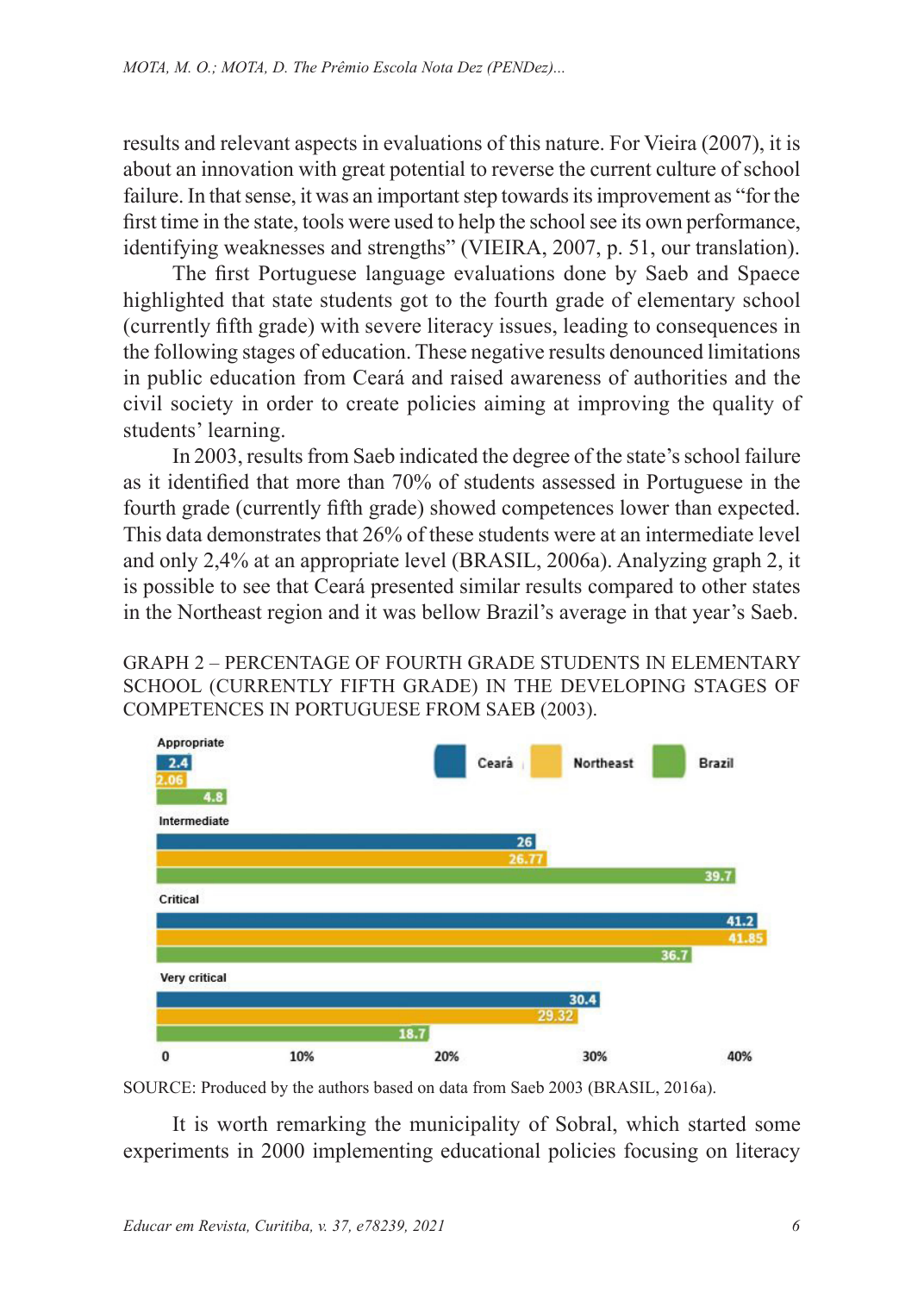results and relevant aspects in evaluations of this nature. For Vieira (2007), it is about an innovation with great potential to reverse the current culture of school failure. In that sense, it was an important step towards its improvement as "for the first time in the state, tools were used to help the school see its own performance, identifying weaknesses and strengths" (VIEIRA, 2007, p. 51, our translation).

The first Portuguese language evaluations done by Saeb and Spaece highlighted that state students got to the fourth grade of elementary school (currently fifth grade) with severe literacy issues, leading to consequences in the following stages of education. These negative results denounced limitations in public education from Ceará and raised awareness of authorities and the civil society in order to create policies aiming at improving the quality of students' learning.

In 2003, results from Saeb indicated the degree of the state's school failure as it identified that more than 70% of students assessed in Portuguese in the fourth grade (currently fifth grade) showed competences lower than expected. This data demonstrates that 26% of these students were at an intermediate level and only 2,4% at an appropriate level (BRASIL, 2006a). Analyzing graph 2, it is possible to see that Ceará presented similar results compared to other states in the Northeast region and it was bellow Brazil's average in that year's Saeb.

GRAPH 2 – PERCENTAGE OF FOURTH GRADE STUDENTS IN ELEMENTARY SCHOOL (CURRENTLY FIFTH GRADE) IN THE DEVELOPING STAGES OF COMPETENCES IN PORTUGUESE FROM SAEB (2003).

| | Ceará | Northeast | Brazil |
|---|---|---|---|
| Appropriate | 2.4 | 2.06 | 4.8 |
| Intermediate | 26 | 26.77 | 39.7 |
| Critical | 41.2 | 41.85 | 36.7 |
| Very critical | 30.4 | 29.32 | 18.7 |

SOURCE: Produced by the authors based on data from Saeb 2003 (BRASIL, 2016a).

It is worth remarking the municipality of Sobral, which started some experiments in 2000 implementing educational policies focusing on literacy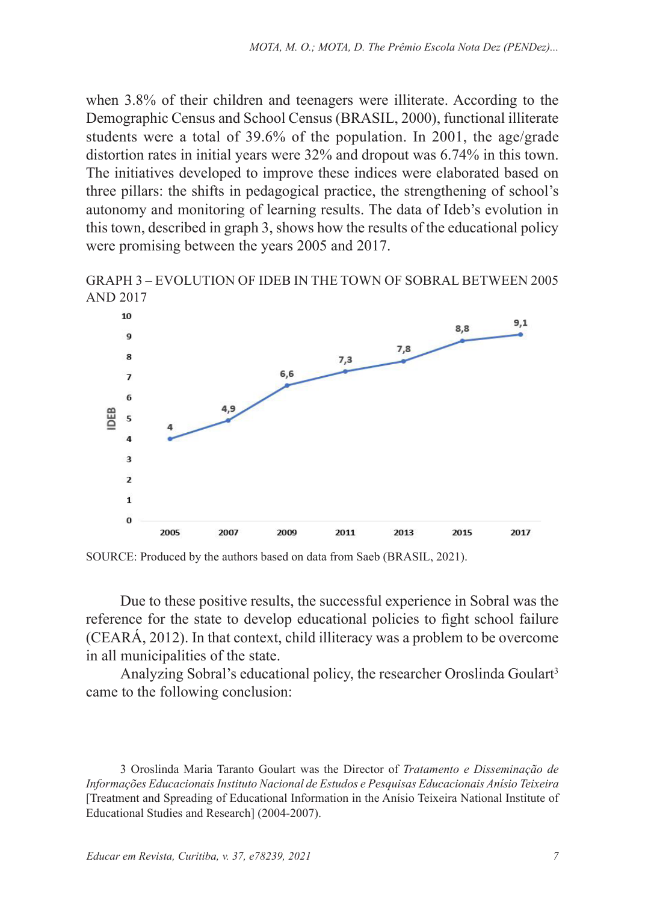when 3.8% of their children and teenagers were illiterate. According to the Demographic Census and School Census (BRASIL, 2000), functional illiterate students were a total of 39.6% of the population. In 2001, the age/grade distortion rates in initial years were 32% and dropout was 6.74% in this town. The initiatives developed to improve these indices were elaborated based on three pillars: the shifts in pedagogical practice, the strengthening of school's autonomy and monitoring of learning results. The data of Ideb's evolution in this town, described in graph 3, shows how the results of the educational policy were promising between the years 2005 and 2017.

GRAPH 3 – EVOLUTION OF IDEB IN THE TOWN OF SOBRAL BETWEEN 2005 AND 2017

| Year | IDEB |
|---|---|
| 2005 | 4 |
| 2007 | 4,9 |
| 2009 | 6,6 |
| 2011 | 7,3 |
| 2013 | 7,8 |
| 2015 | 8,8 |
| 2017 | 9,1 |

SOURCE: Produced by the authors based on data from Saeb (BRASIL, 2021).

Due to these positive results, the successful experience in Sobral was the reference for the state to develop educational policies to fight school failure (CEARÁ, 2012). In that context, child illiteracy was a problem to be overcome in all municipalities of the state.

Analyzing Sobral's educational policy, the researcher Oroslinda Goulart[3] came to the following conclusion:

3 Oroslinda Maria Taranto Goulart was the Director of *Tratamento e Disseminação de Informações Educacionais Instituto Nacional de Estudos e Pesquisas Educacionais Anísio Teixeira* [Treatment and Spreading of Educational Information in the Anísio Teixeira National Institute of Educational Studies and Research] (2004-2007).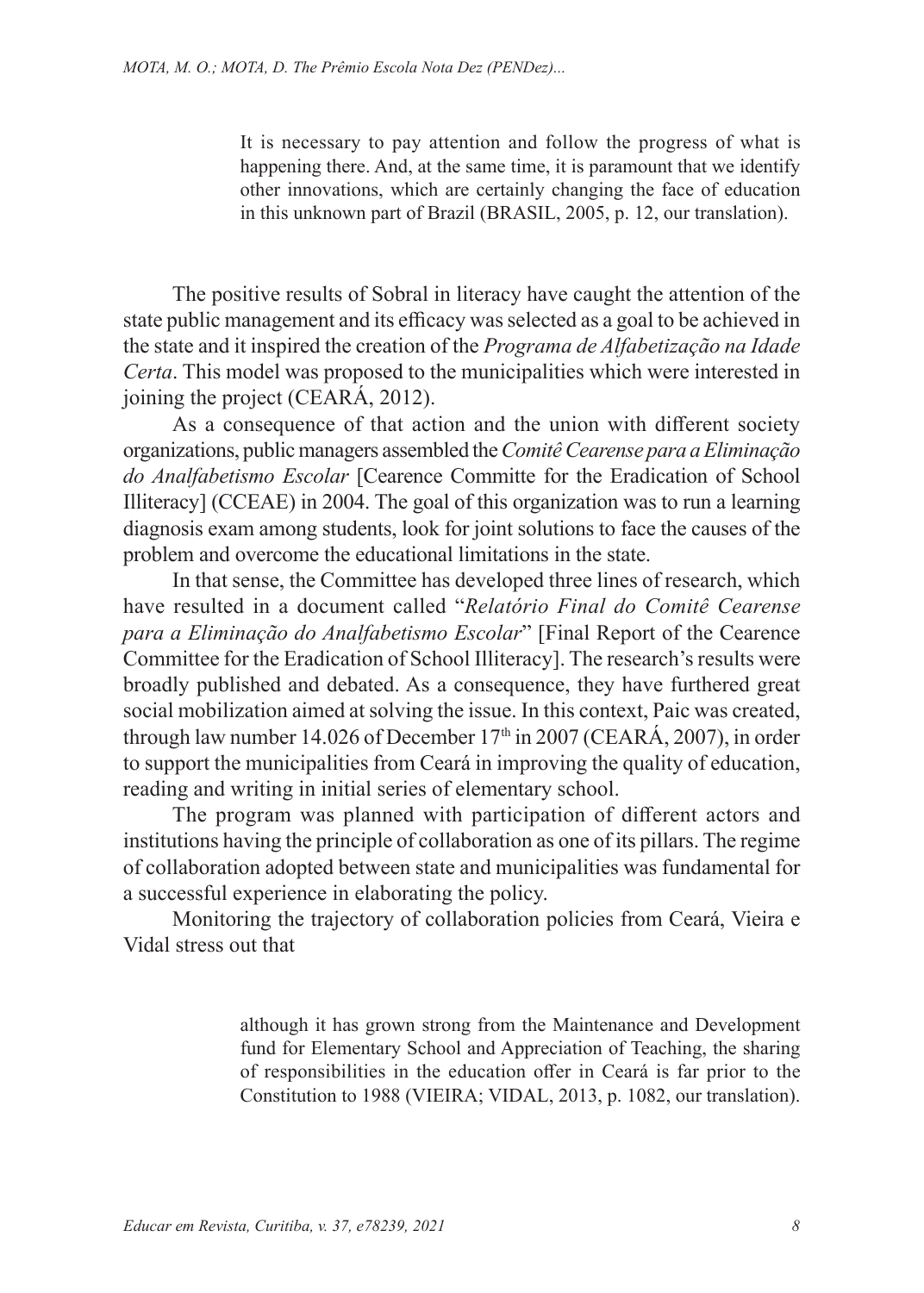> It is necessary to pay attention and follow the progress of what is happening there. And, at the same time, it is paramount that we identify other innovations, which are certainly changing the face of education in this unknown part of Brazil (BRASIL, 2005, p. 12, our translation).

The positive results of Sobral in literacy have caught the attention of the state public management and its efficacy was selected as a goal to be achieved in the state and it inspired the creation of the *Programa de Alfabetização na Idade Certa*. This model was proposed to the municipalities which were interested in joining the project (CEARÁ, 2012).

As a consequence of that action and the union with different society organizations, public managers assembled the *Comitê Cearense para a Eliminação do Analfabetismo Escolar* [Cearence Committe for the Eradication of School Illiteracy] (CCEAE) in 2004. The goal of this organization was to run a learning diagnosis exam among students, look for joint solutions to face the causes of the problem and overcome the educational limitations in the state.

In that sense, the Committee has developed three lines of research, which have resulted in a document called "*Relatório Final do Comitê Cearense para a Eliminação do Analfabetismo Escolar*" [Final Report of the Cearence Committee for the Eradication of School Illiteracy]. The research's results were broadly published and debated. As a consequence, they have furthered great social mobilization aimed at solving the issue. In this context, Paic was created, through law number 14.026 of December 17th in 2007 (CEARÁ, 2007), in order to support the municipalities from Ceará in improving the quality of education, reading and writing in initial series of elementary school.

The program was planned with participation of different actors and institutions having the principle of collaboration as one of its pillars. The regime of collaboration adopted between state and municipalities was fundamental for a successful experience in elaborating the policy.

Monitoring the trajectory of collaboration policies from Ceará, Vieira e Vidal stress out that

> although it has grown strong from the Maintenance and Development fund for Elementary School and Appreciation of Teaching, the sharing of responsibilities in the education offer in Ceará is far prior to the Constitution to 1988 (VIEIRA; VIDAL, 2013, p. 1082, our translation).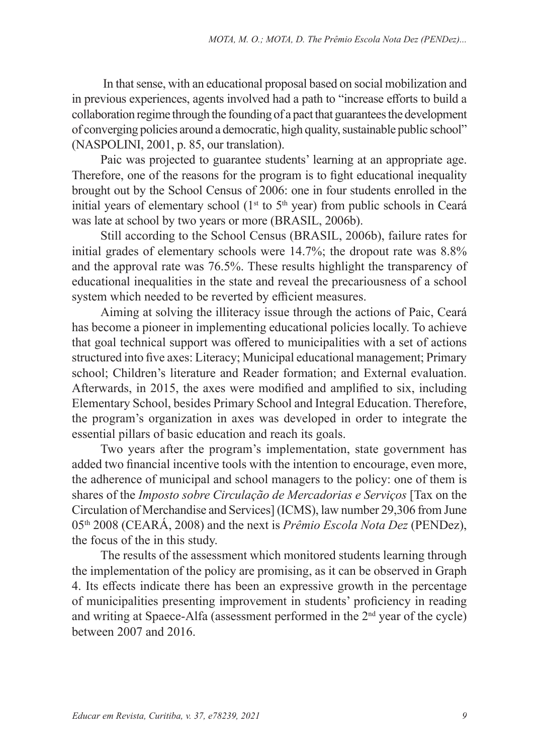In that sense, with an educational proposal based on social mobilization and in previous experiences, agents involved had a path to "increase efforts to build a collaboration regime through the founding of a pact that guarantees the development of converging policies around a democratic, high quality, sustainable public school" (NASPOLINI, 2001, p. 85, our translation).

Paic was projected to guarantee students' learning at an appropriate age. Therefore, one of the reasons for the program is to fight educational inequality brought out by the School Census of 2006: one in four students enrolled in the initial years of elementary school (1st to 5th year) from public schools in Ceará was late at school by two years or more (BRASIL, 2006b).

Still according to the School Census (BRASIL, 2006b), failure rates for initial grades of elementary schools were 14.7%; the dropout rate was 8.8% and the approval rate was 76.5%. These results highlight the transparency of educational inequalities in the state and reveal the precariousness of a school system which needed to be reverted by efficient measures.

Aiming at solving the illiteracy issue through the actions of Paic, Ceará has become a pioneer in implementing educational policies locally. To achieve that goal technical support was offered to municipalities with a set of actions structured into five axes: Literacy; Municipal educational management; Primary school; Children's literature and Reader formation; and External evaluation. Afterwards, in 2015, the axes were modified and amplified to six, including Elementary School, besides Primary School and Integral Education. Therefore, the program's organization in axes was developed in order to integrate the essential pillars of basic education and reach its goals.

Two years after the program's implementation, state government has added two financial incentive tools with the intention to encourage, even more, the adherence of municipal and school managers to the policy: one of them is shares of the *Imposto sobre Circulação de Mercadorias e Serviços* [Tax on the Circulation of Merchandise and Services] (ICMS), law number 29,306 from June 05th 2008 (CEARÁ, 2008) and the next is *Prêmio Escola Nota Dez* (PENDez), the focus of the in this study.

The results of the assessment which monitored students learning through the implementation of the policy are promising, as it can be observed in Graph 4. Its effects indicate there has been an expressive growth in the percentage of municipalities presenting improvement in students' proficiency in reading and writing at Spaece-Alfa (assessment performed in the 2nd year of the cycle) between 2007 and 2016.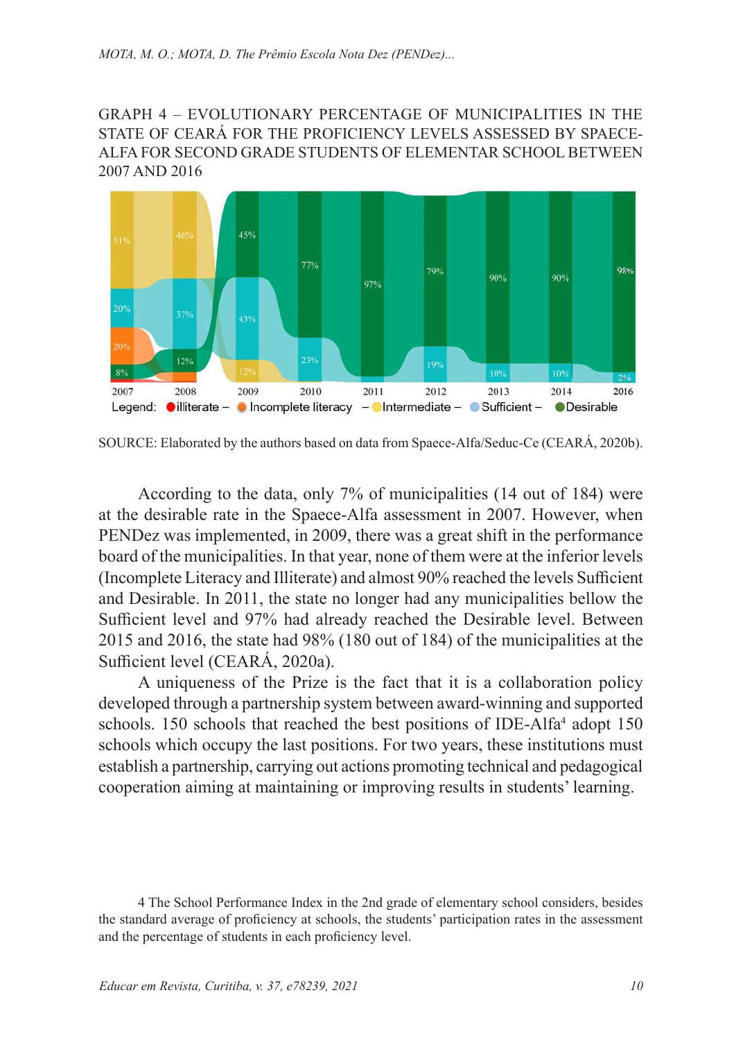GRAPH 4 – EVOLUTIONARY PERCENTAGE OF MUNICIPALITIES IN THE STATE OF CEARÁ FOR THE PROFICIENCY LEVELS ASSESSED BY SPAECE-ALFA FOR SECOND GRADE STUDENTS OF ELEMENTAR SCHOOL BETWEEN 2007 AND 2016

SOURCE: Elaborated by the authors based on data from Spaece-Alfa/Seduc-Ce (CEARÁ, 2020b).

According to the data, only 7% of municipalities (14 out of 184) were at the desirable rate in the Spaece-Alfa assessment in 2007. However, when PENDez was implemented, in 2009, there was a great shift in the performance board of the municipalities. In that year, none of them were at the inferior levels (Incomplete Literacy and Illiterate) and almost 90% reached the levels Sufficient and Desirable. In 2011, the state no longer had any municipalities bellow the Sufficient level and 97% had already reached the Desirable level. Between 2015 and 2016, the state had 98% (180 out of 184) of the municipalities at the Sufficient level (CEARÁ, 2020a).

A uniqueness of the Prize is the fact that it is a collaboration policy developed through a partnership system between award-winning and supported schools. 150 schools that reached the best positions of IDE-Alfa[4] adopt 150 schools which occupy the last positions. For two years, these institutions must establish a partnership, carrying out actions promoting technical and pedagogical cooperation aiming at maintaining or improving results in students' learning.

4 The School Performance Index in the 2nd grade of elementary school considers, besides the standard average of proficiency at schools, the students' participation rates in the assessment and the percentage of students in each proficiency level.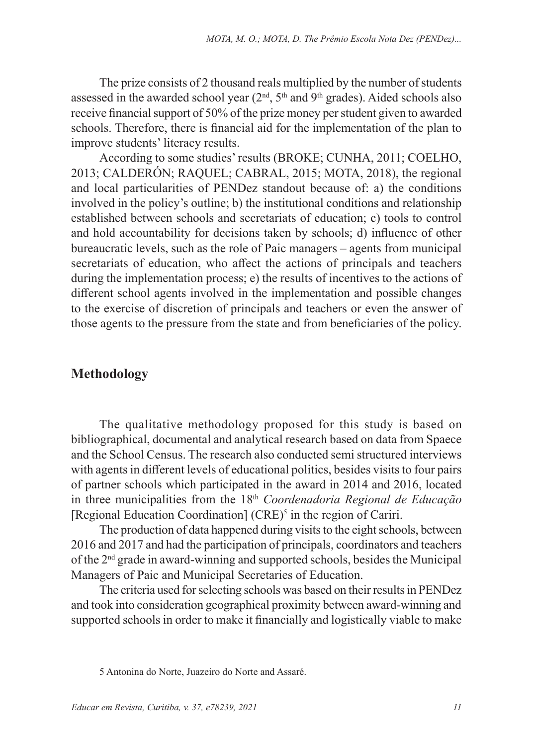The prize consists of 2 thousand reals multiplied by the number of students assessed in the awarded school year (2nd, 5th and 9th grades). Aided schools also receive financial support of 50% of the prize money per student given to awarded schools. Therefore, there is financial aid for the implementation of the plan to improve students' literacy results.

According to some studies' results (BROKE; CUNHA, 2011; COELHO, 2013; CALDERÓN; RAQUEL; CABRAL, 2015; MOTA, 2018), the regional and local particularities of PENDez standout because of: a) the conditions involved in the policy's outline; b) the institutional conditions and relationship established between schools and secretariats of education; c) tools to control and hold accountability for decisions taken by schools; d) influence of other bureaucratic levels, such as the role of Paic managers – agents from municipal secretariats of education, who affect the actions of principals and teachers during the implementation process; e) the results of incentives to the actions of different school agents involved in the implementation and possible changes to the exercise of discretion of principals and teachers or even the answer of those agents to the pressure from the state and from beneficiaries of the policy.

## Methodology

The qualitative methodology proposed for this study is based on bibliographical, documental and analytical research based on data from Spaece and the School Census. The research also conducted semi structured interviews with agents in different levels of educational politics, besides visits to four pairs of partner schools which participated in the award in 2014 and 2016, located in three municipalities from the 18th *Coordenadoria Regional de Educação* [Regional Education Coordination] (CRE)[5] in the region of Cariri.

The production of data happened during visits to the eight schools, between 2016 and 2017 and had the participation of principals, coordinators and teachers of the 2nd grade in award-winning and supported schools, besides the Municipal Managers of Paic and Municipal Secretaries of Education.

The criteria used for selecting schools was based on their results in PENDez and took into consideration geographical proximity between award-winning and supported schools in order to make it financially and logistically viable to make

5 Antonina do Norte, Juazeiro do Norte and Assaré.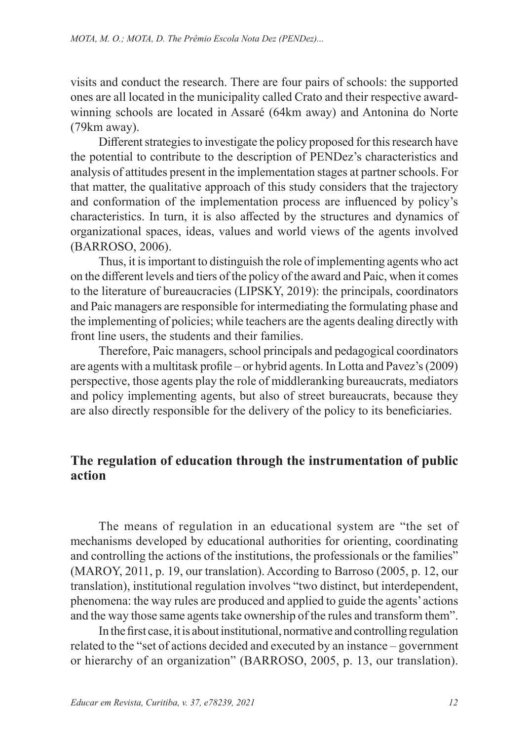visits and conduct the research. There are four pairs of schools: the supported ones are all located in the municipality called Crato and their respective award-winning schools are located in Assaré (64km away) and Antonina do Norte (79km away).

Different strategies to investigate the policy proposed for this research have the potential to contribute to the description of PENDez's characteristics and analysis of attitudes present in the implementation stages at partner schools. For that matter, the qualitative approach of this study considers that the trajectory and conformation of the implementation process are influenced by policy's characteristics. In turn, it is also affected by the structures and dynamics of organizational spaces, ideas, values and world views of the agents involved (BARROSO, 2006).

Thus, it is important to distinguish the role of implementing agents who act on the different levels and tiers of the policy of the award and Paic, when it comes to the literature of bureaucracies (LIPSKY, 2019): the principals, coordinators and Paic managers are responsible for intermediating the formulating phase and the implementing of policies; while teachers are the agents dealing directly with front line users, the students and their families.

Therefore, Paic managers, school principals and pedagogical coordinators are agents with a multitask profile – or hybrid agents. In Lotta and Pavez's (2009) perspective, those agents play the role of middleranking bureaucrats, mediators and policy implementing agents, but also of street bureaucrats, because they are also directly responsible for the delivery of the policy to its beneficiaries.

## The regulation of education through the instrumentation of public action

The means of regulation in an educational system are "the set of mechanisms developed by educational authorities for orienting, coordinating and controlling the actions of the institutions, the professionals or the families" (MAROY, 2011, p. 19, our translation). According to Barroso (2005, p. 12, our translation), institutional regulation involves "two distinct, but interdependent, phenomena: the way rules are produced and applied to guide the agents' actions and the way those same agents take ownership of the rules and transform them".

In the first case, it is about institutional, normative and controlling regulation related to the "set of actions decided and executed by an instance – government or hierarchy of an organization" (BARROSO, 2005, p. 13, our translation).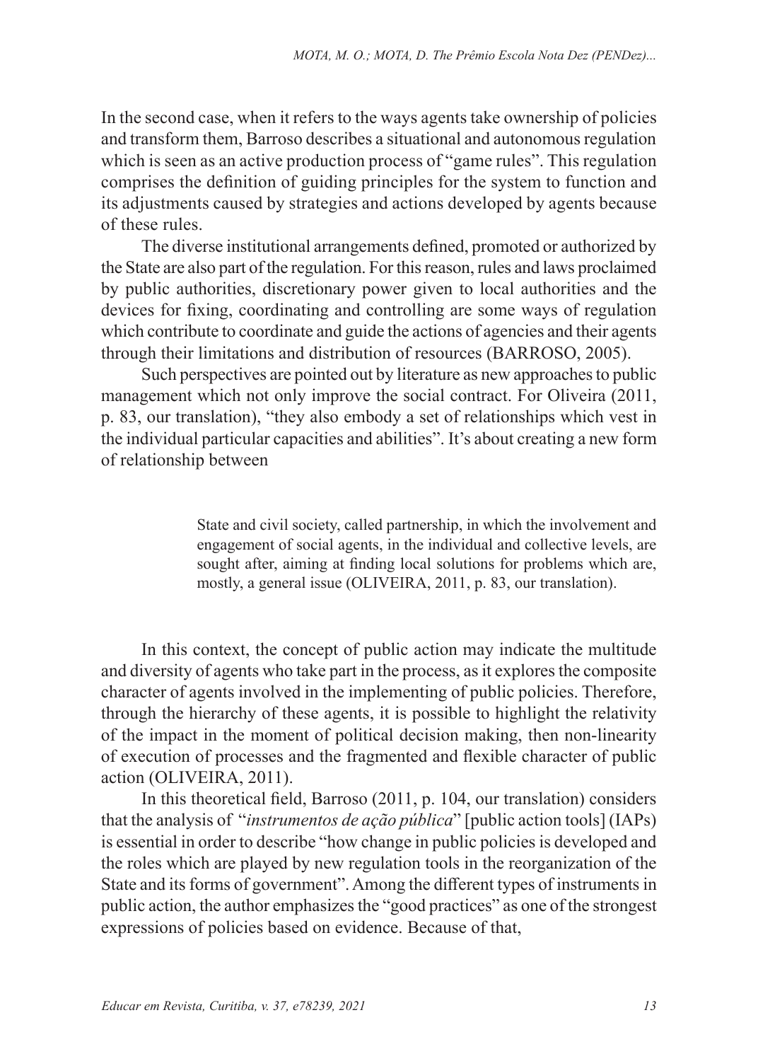In the second case, when it refers to the ways agents take ownership of policies and transform them, Barroso describes a situational and autonomous regulation which is seen as an active production process of "game rules". This regulation comprises the definition of guiding principles for the system to function and its adjustments caused by strategies and actions developed by agents because of these rules.

The diverse institutional arrangements defined, promoted or authorized by the State are also part of the regulation. For this reason, rules and laws proclaimed by public authorities, discretionary power given to local authorities and the devices for fixing, coordinating and controlling are some ways of regulation which contribute to coordinate and guide the actions of agencies and their agents through their limitations and distribution of resources (BARROSO, 2005).

Such perspectives are pointed out by literature as new approaches to public management which not only improve the social contract. For Oliveira (2011, p. 83, our translation), "they also embody a set of relationships which vest in the individual particular capacities and abilities". It's about creating a new form of relationship between

> State and civil society, called partnership, in which the involvement and engagement of social agents, in the individual and collective levels, are sought after, aiming at finding local solutions for problems which are, mostly, a general issue (OLIVEIRA, 2011, p. 83, our translation).

In this context, the concept of public action may indicate the multitude and diversity of agents who take part in the process, as it explores the composite character of agents involved in the implementing of public policies. Therefore, through the hierarchy of these agents, it is possible to highlight the relativity of the impact in the moment of political decision making, then non-linearity of execution of processes and the fragmented and flexible character of public action (OLIVEIRA, 2011).

In this theoretical field, Barroso (2011, p. 104, our translation) considers that the analysis of "*instrumentos de ação pública*" [public action tools] (IAPs) is essential in order to describe "how change in public policies is developed and the roles which are played by new regulation tools in the reorganization of the State and its forms of government". Among the different types of instruments in public action, the author emphasizes the "good practices" as one of the strongest expressions of policies based on evidence. Because of that,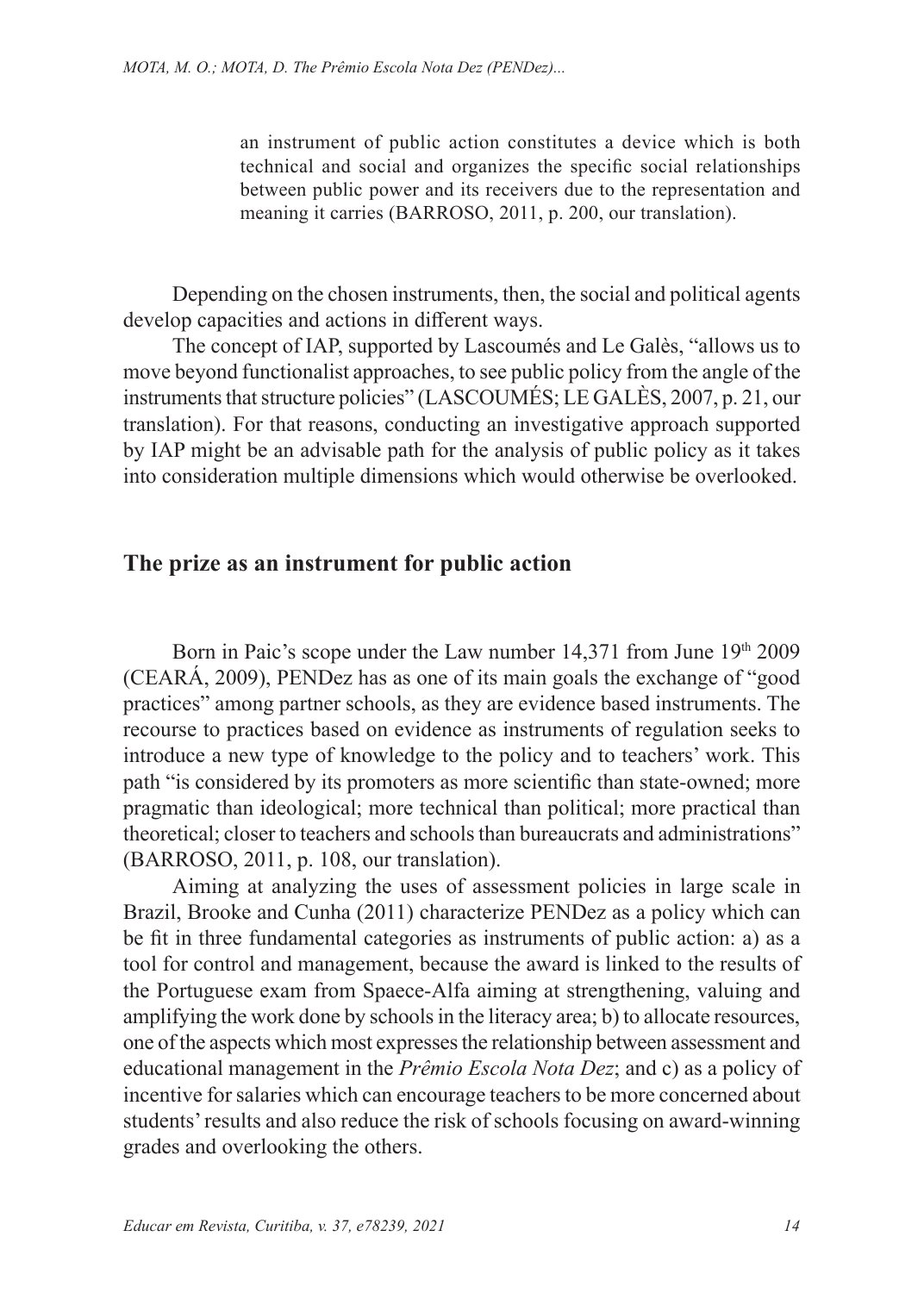> an instrument of public action constitutes a device which is both technical and social and organizes the specific social relationships between public power and its receivers due to the representation and meaning it carries (BARROSO, 2011, p. 200, our translation).

Depending on the chosen instruments, then, the social and political agents develop capacities and actions in different ways.

The concept of IAP, supported by Lascoumés and Le Galès, "allows us to move beyond functionalist approaches, to see public policy from the angle of the instruments that structure policies" (LASCOUMÉS; LE GALÈS, 2007, p. 21, our translation). For that reasons, conducting an investigative approach supported by IAP might be an advisable path for the analysis of public policy as it takes into consideration multiple dimensions which would otherwise be overlooked.

## The prize as an instrument for public action

Born in Paic's scope under the Law number 14,371 from June 19th 2009 (CEARÁ, 2009), PENDez has as one of its main goals the exchange of "good practices" among partner schools, as they are evidence based instruments. The recourse to practices based on evidence as instruments of regulation seeks to introduce a new type of knowledge to the policy and to teachers' work. This path "is considered by its promoters as more scientific than state-owned; more pragmatic than ideological; more technical than political; more practical than theoretical; closer to teachers and schools than bureaucrats and administrations" (BARROSO, 2011, p. 108, our translation).

Aiming at analyzing the uses of assessment policies in large scale in Brazil, Brooke and Cunha (2011) characterize PENDez as a policy which can be fit in three fundamental categories as instruments of public action: a) as a tool for control and management, because the award is linked to the results of the Portuguese exam from Spaece-Alfa aiming at strengthening, valuing and amplifying the work done by schools in the literacy area; b) to allocate resources, one of the aspects which most expresses the relationship between assessment and educational management in the *Prêmio Escola Nota Dez*; and c) as a policy of incentive for salaries which can encourage teachers to be more concerned about students' results and also reduce the risk of schools focusing on award-winning grades and overlooking the others.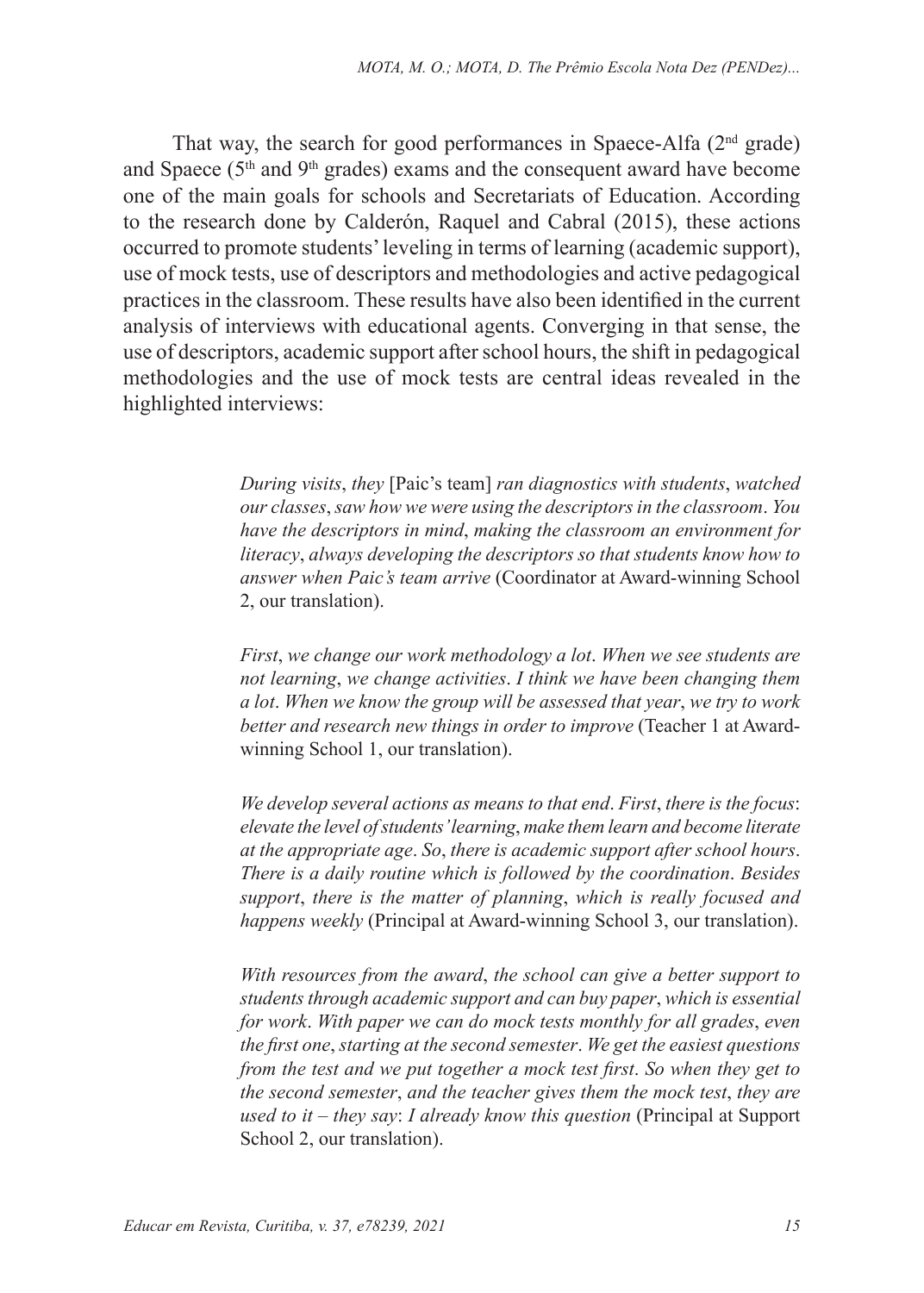That way, the search for good performances in Spaece-Alfa (2nd grade) and Spaece (5th and 9th grades) exams and the consequent award have become one of the main goals for schools and Secretariats of Education. According to the research done by Calderón, Raquel and Cabral (2015), these actions occurred to promote students' leveling in terms of learning (academic support), use of mock tests, use of descriptors and methodologies and active pedagogical practices in the classroom. These results have also been identified in the current analysis of interviews with educational agents. Converging in that sense, the use of descriptors, academic support after school hours, the shift in pedagogical methodologies and the use of mock tests are central ideas revealed in the highlighted interviews:

> *During visits, they* [Paic's team] *ran diagnostics with students, watched our classes, saw how we were using the descriptors in the classroom. You have the descriptors in mind, making the classroom an environment for literacy, always developing the descriptors so that students know how to answer when Paic's team arrive* (Coordinator at Award-winning School 2, our translation).

> *First, we change our work methodology a lot. When we see students are not learning, we change activities. I think we have been changing them a lot. When we know the group will be assessed that year, we try to work better and research new things in order to improve* (Teacher 1 at Award-winning School 1, our translation).

> *We develop several actions as means to that end. First, there is the focus: elevate the level of students' learning, make them learn and become literate at the appropriate age. So, there is academic support after school hours. There is a daily routine which is followed by the coordination. Besides support, there is the matter of planning, which is really focused and happens weekly* (Principal at Award-winning School 3, our translation).

> *With resources from the award, the school can give a better support to students through academic support and can buy paper, which is essential for work. With paper we can do mock tests monthly for all grades, even the first one, starting at the second semester. We get the easiest questions from the test and we put together a mock test first. So when they get to the second semester, and the teacher gives them the mock test, they are used to it – they say: I already know this question* (Principal at Support School 2, our translation).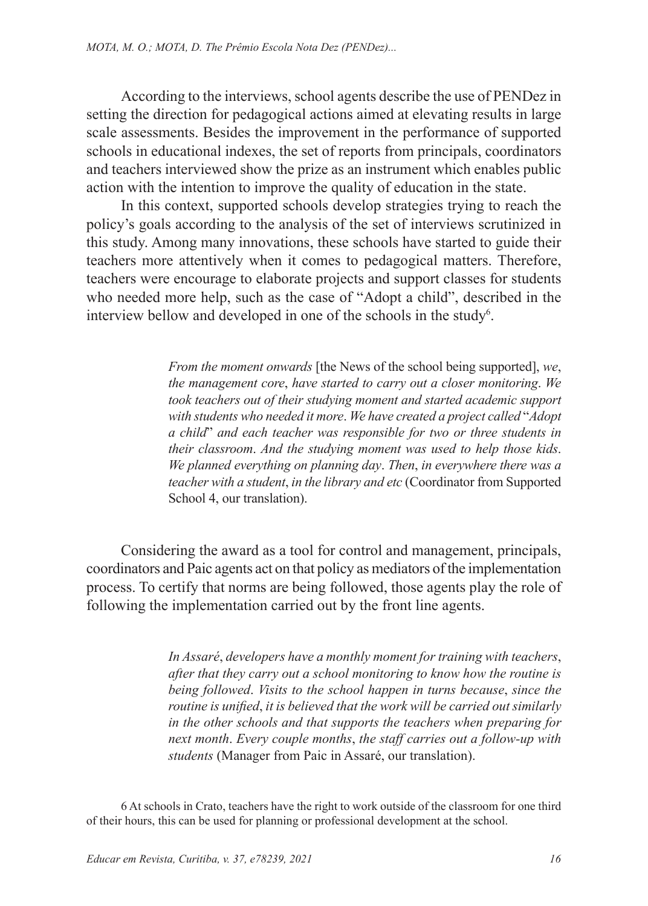According to the interviews, school agents describe the use of PENDez in setting the direction for pedagogical actions aimed at elevating results in large scale assessments. Besides the improvement in the performance of supported schools in educational indexes, the set of reports from principals, coordinators and teachers interviewed show the prize as an instrument which enables public action with the intention to improve the quality of education in the state.

In this context, supported schools develop strategies trying to reach the policy's goals according to the analysis of the set of interviews scrutinized in this study. Among many innovations, these schools have started to guide their teachers more attentively when it comes to pedagogical matters. Therefore, teachers were encourage to elaborate projects and support classes for students who needed more help, such as the case of "Adopt a child", described in the interview bellow and developed in one of the schools in the study[6].

> *From the moment onwards* [the News of the school being supported], *we*, *the management core*, *have started to carry out a closer monitoring*. *We took teachers out of their studying moment and started academic support with students who needed it more*. *We have created a project called* "*Adopt a child*" *and each teacher was responsible for two or three students in their classroom*. *And the studying moment was used to help those kids*. *We planned everything on planning day*. *Then*, *in everywhere there was a teacher with a student*, *in the library and etc* (Coordinator from Supported School 4, our translation).

Considering the award as a tool for control and management, principals, coordinators and Paic agents act on that policy as mediators of the implementation process. To certify that norms are being followed, those agents play the role of following the implementation carried out by the front line agents.

> *In Assaré*, *developers have a monthly moment for training with teachers*, *after that they carry out a school monitoring to know how the routine is being followed*. *Visits to the school happen in turns because*, *since the routine is unified*, *it is believed that the work will be carried out similarly in the other schools and that supports the teachers when preparing for next month*. *Every couple months*, *the staff carries out a follow-up with students* (Manager from Paic in Assaré, our translation).

6 At schools in Crato, teachers have the right to work outside of the classroom for one third of their hours, this can be used for planning or professional development at the school.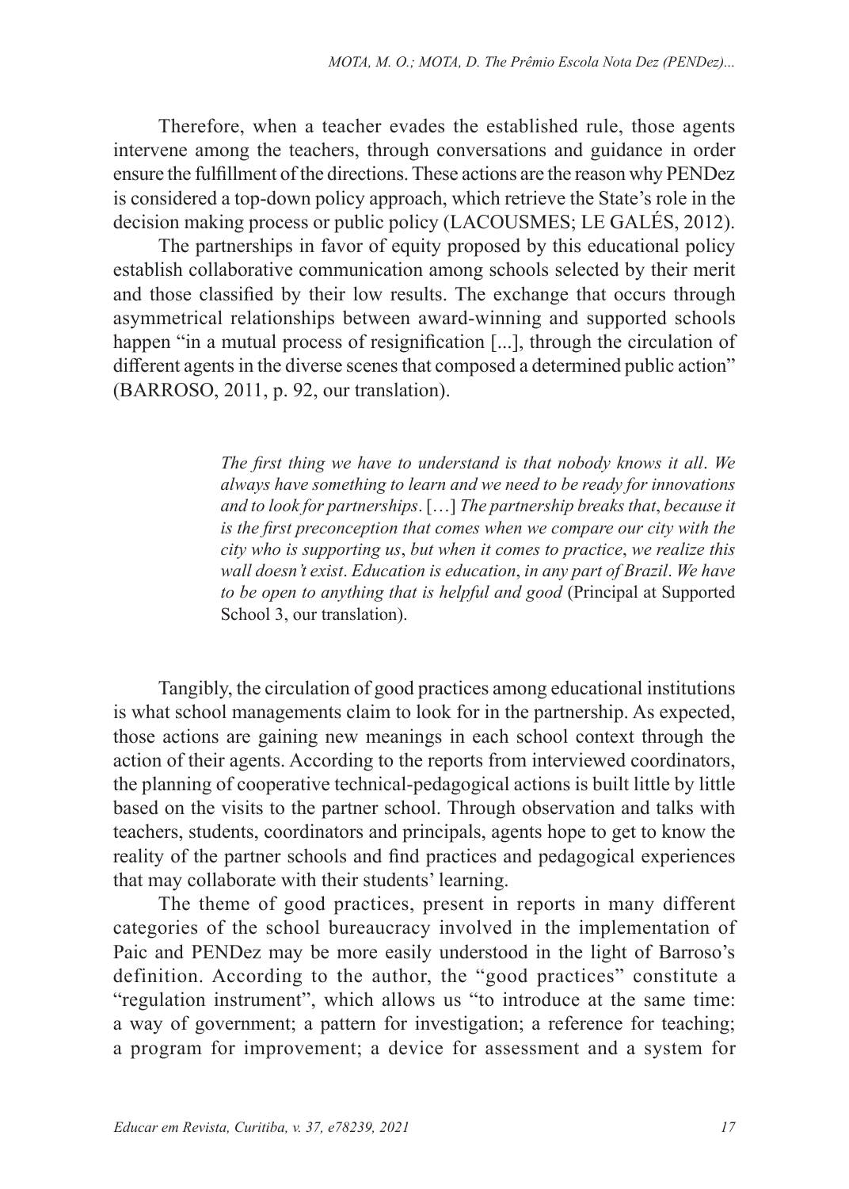Therefore, when a teacher evades the established rule, those agents intervene among the teachers, through conversations and guidance in order ensure the fulfillment of the directions. These actions are the reason why PENDez is considered a top-down policy approach, which retrieve the State's role in the decision making process or public policy (LACOUSMES; LE GALÉS, 2012).

The partnerships in favor of equity proposed by this educational policy establish collaborative communication among schools selected by their merit and those classified by their low results. The exchange that occurs through asymmetrical relationships between award-winning and supported schools happen "in a mutual process of resignification [...], through the circulation of different agents in the diverse scenes that composed a determined public action" (BARROSO, 2011, p. 92, our translation).

> *The first thing we have to understand is that nobody knows it all. We always have something to learn and we need to be ready for innovations and to look for partnerships.* […] *The partnership breaks that, because it is the first preconception that comes when we compare our city with the city who is supporting us, but when it comes to practice, we realize this wall doesn't exist. Education is education, in any part of Brazil. We have to be open to anything that is helpful and good* (Principal at Supported School 3, our translation).

Tangibly, the circulation of good practices among educational institutions is what school managements claim to look for in the partnership. As expected, those actions are gaining new meanings in each school context through the action of their agents. According to the reports from interviewed coordinators, the planning of cooperative technical-pedagogical actions is built little by little based on the visits to the partner school. Through observation and talks with teachers, students, coordinators and principals, agents hope to get to know the reality of the partner schools and find practices and pedagogical experiences that may collaborate with their students' learning.

The theme of good practices, present in reports in many different categories of the school bureaucracy involved in the implementation of Paic and PENDez may be more easily understood in the light of Barroso's definition. According to the author, the "good practices" constitute a "regulation instrument", which allows us "to introduce at the same time: a way of government; a pattern for investigation; a reference for teaching; a program for improvement; a device for assessment and a system for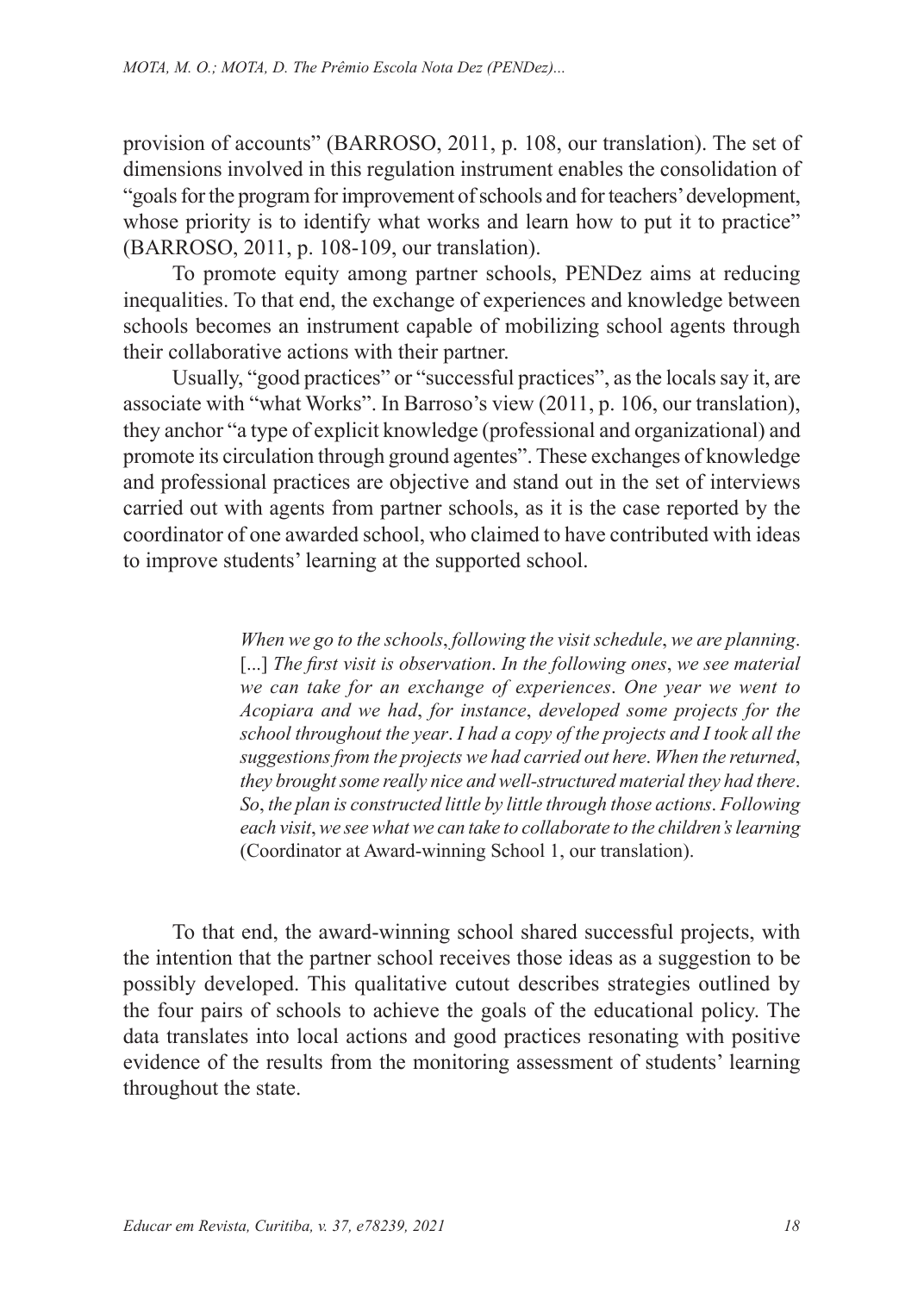provision of accounts" (BARROSO, 2011, p. 108, our translation). The set of dimensions involved in this regulation instrument enables the consolidation of "goals for the program for improvement of schools and for teachers' development, whose priority is to identify what works and learn how to put it to practice" (BARROSO, 2011, p. 108-109, our translation).

To promote equity among partner schools, PENDez aims at reducing inequalities. To that end, the exchange of experiences and knowledge between schools becomes an instrument capable of mobilizing school agents through their collaborative actions with their partner.

Usually, "good practices" or "successful practices", as the locals say it, are associate with "what Works". In Barroso's view (2011, p. 106, our translation), they anchor "a type of explicit knowledge (professional and organizational) and promote its circulation through ground agentes". These exchanges of knowledge and professional practices are objective and stand out in the set of interviews carried out with agents from partner schools, as it is the case reported by the coordinator of one awarded school, who claimed to have contributed with ideas to improve students' learning at the supported school.

> *When we go to the schools, following the visit schedule, we are planning.* [...] *The first visit is observation. In the following ones, we see material we can take for an exchange of experiences. One year we went to Acopiara and we had, for instance, developed some projects for the school throughout the year. I had a copy of the projects and I took all the suggestions from the projects we had carried out here. When the returned, they brought some really nice and well-structured material they had there. So, the plan is constructed little by little through those actions. Following each visit, we see what we can take to collaborate to the children's learning* (Coordinator at Award-winning School 1, our translation).

To that end, the award-winning school shared successful projects, with the intention that the partner school receives those ideas as a suggestion to be possibly developed. This qualitative cutout describes strategies outlined by the four pairs of schools to achieve the goals of the educational policy. The data translates into local actions and good practices resonating with positive evidence of the results from the monitoring assessment of students' learning throughout the state.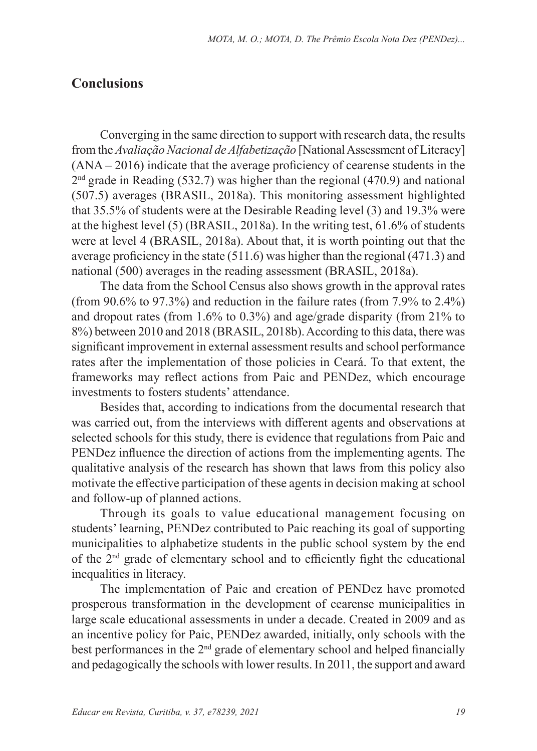## Conclusions

Converging in the same direction to support with research data, the results from the *Avaliação Nacional de Alfabetização* [National Assessment of Literacy] (ANA – 2016) indicate that the average proficiency of cearense students in the 2nd grade in Reading (532.7) was higher than the regional (470.9) and national (507.5) averages (BRASIL, 2018a). This monitoring assessment highlighted that 35.5% of students were at the Desirable Reading level (3) and 19.3% were at the highest level (5) (BRASIL, 2018a). In the writing test, 61.6% of students were at level 4 (BRASIL, 2018a). About that, it is worth pointing out that the average proficiency in the state (511.6) was higher than the regional (471.3) and national (500) averages in the reading assessment (BRASIL, 2018a).

The data from the School Census also shows growth in the approval rates (from 90.6% to 97.3%) and reduction in the failure rates (from 7.9% to 2.4%) and dropout rates (from 1.6% to 0.3%) and age/grade disparity (from 21% to 8%) between 2010 and 2018 (BRASIL, 2018b). According to this data, there was significant improvement in external assessment results and school performance rates after the implementation of those policies in Ceará. To that extent, the frameworks may reflect actions from Paic and PENDez, which encourage investments to fosters students' attendance.

Besides that, according to indications from the documental research that was carried out, from the interviews with different agents and observations at selected schools for this study, there is evidence that regulations from Paic and PENDez influence the direction of actions from the implementing agents. The qualitative analysis of the research has shown that laws from this policy also motivate the effective participation of these agents in decision making at school and follow-up of planned actions.

Through its goals to value educational management focusing on students' learning, PENDez contributed to Paic reaching its goal of supporting municipalities to alphabetize students in the public school system by the end of the 2nd grade of elementary school and to efficiently fight the educational inequalities in literacy.

The implementation of Paic and creation of PENDez have promoted prosperous transformation in the development of cearense municipalities in large scale educational assessments in under a decade. Created in 2009 and as an incentive policy for Paic, PENDez awarded, initially, only schools with the best performances in the 2nd grade of elementary school and helped financially and pedagogically the schools with lower results. In 2011, the support and award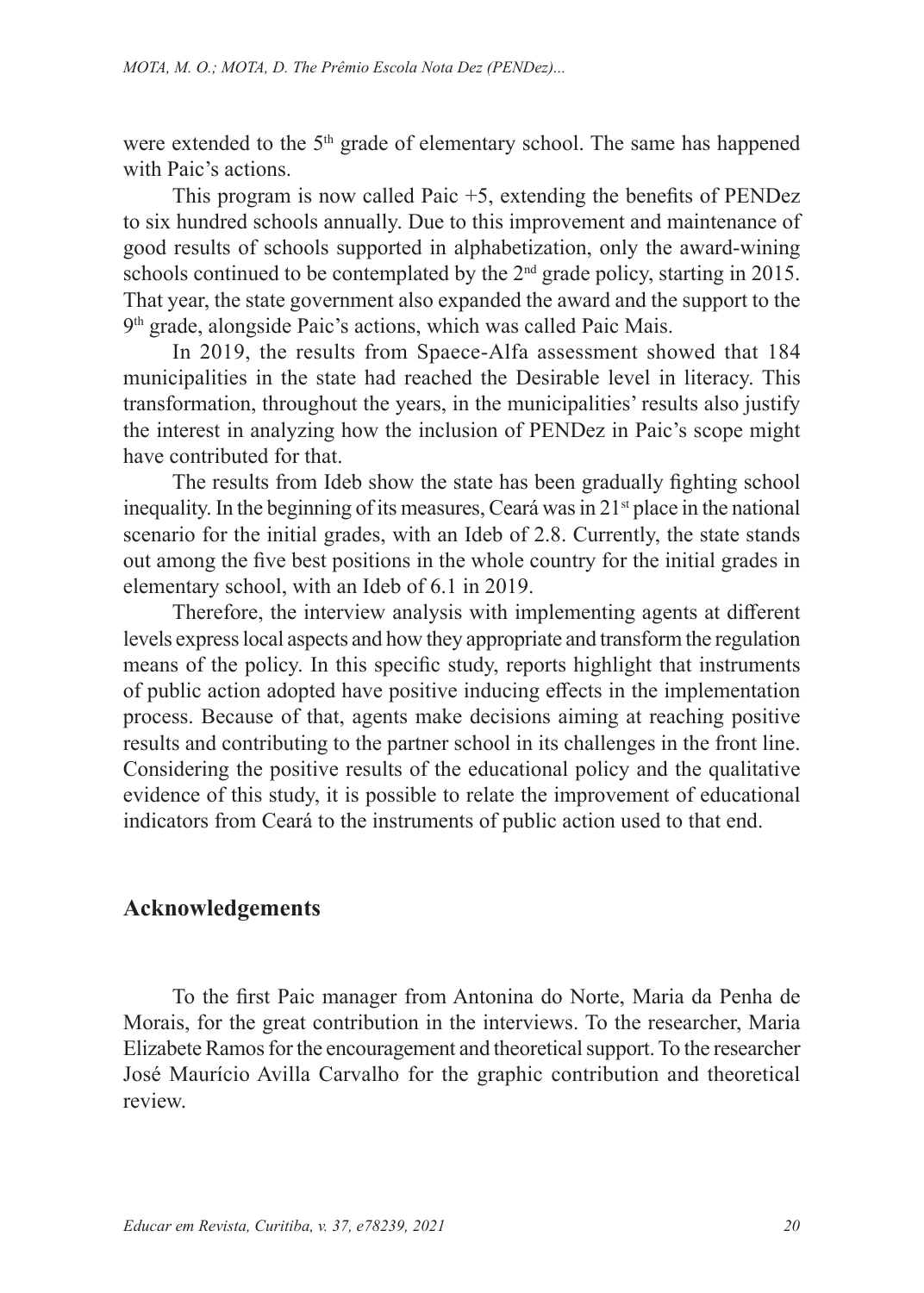were extended to the 5th grade of elementary school. The same has happened with Paic's actions.

This program is now called Paic +5, extending the benefits of PENDez to six hundred schools annually. Due to this improvement and maintenance of good results of schools supported in alphabetization, only the award-wining schools continued to be contemplated by the 2nd grade policy, starting in 2015. That year, the state government also expanded the award and the support to the 9th grade, alongside Paic's actions, which was called Paic Mais.

In 2019, the results from Spaece-Alfa assessment showed that 184 municipalities in the state had reached the Desirable level in literacy. This transformation, throughout the years, in the municipalities' results also justify the interest in analyzing how the inclusion of PENDez in Paic's scope might have contributed for that.

The results from Ideb show the state has been gradually fighting school inequality. In the beginning of its measures, Ceará was in 21st place in the national scenario for the initial grades, with an Ideb of 2.8. Currently, the state stands out among the five best positions in the whole country for the initial grades in elementary school, with an Ideb of 6.1 in 2019.

Therefore, the interview analysis with implementing agents at different levels express local aspects and how they appropriate and transform the regulation means of the policy. In this specific study, reports highlight that instruments of public action adopted have positive inducing effects in the implementation process. Because of that, agents make decisions aiming at reaching positive results and contributing to the partner school in its challenges in the front line. Considering the positive results of the educational policy and the qualitative evidence of this study, it is possible to relate the improvement of educational indicators from Ceará to the instruments of public action used to that end.

## Acknowledgements

To the first Paic manager from Antonina do Norte, Maria da Penha de Morais, for the great contribution in the interviews. To the researcher, Maria Elizabete Ramos for the encouragement and theoretical support. To the researcher José Maurício Avilla Carvalho for the graphic contribution and theoretical review.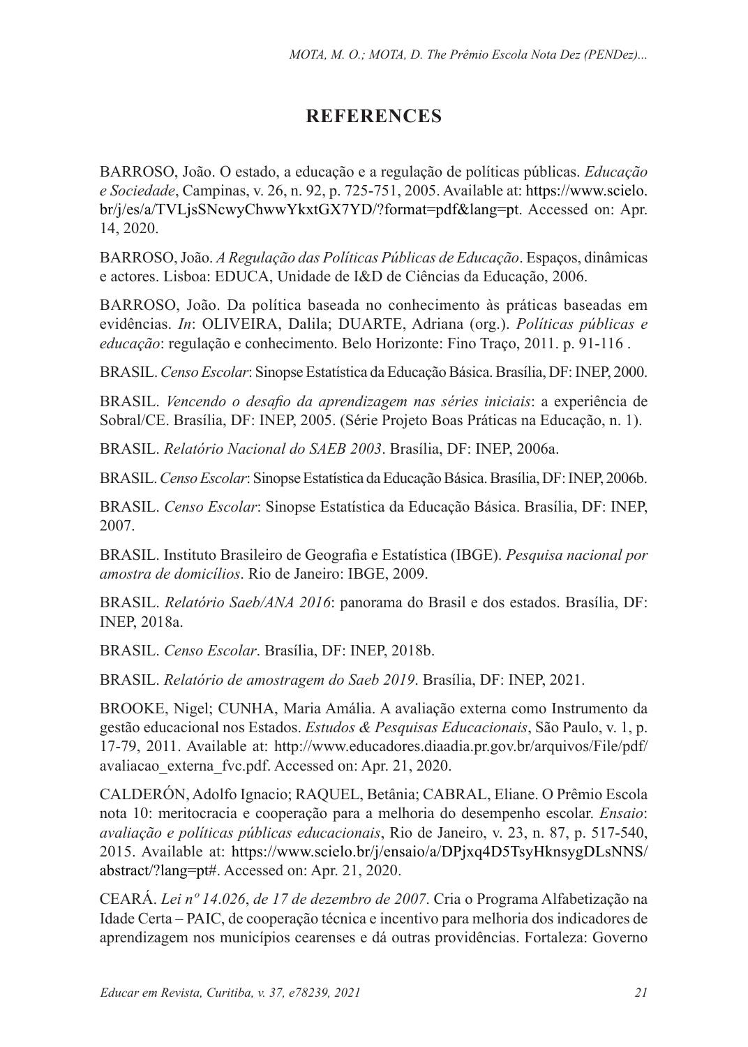## REFERENCES

BARROSO, João. O estado, a educação e a regulação de políticas públicas. *Educação e Sociedade*, Campinas, v. 26, n. 92, p. 725-751, 2005. Available at: https://www.scielo.br/j/es/a/TVLjsSNcwyChwwYkxtGX7YD/?format=pdf&lang=pt. Accessed on: Apr. 14, 2020.

BARROSO, João. *A Regulação das Políticas Públicas de Educação*. Espaços, dinâmicas e actores. Lisboa: EDUCA, Unidade de I&D de Ciências da Educação, 2006.

BARROSO, João. Da política baseada no conhecimento às práticas baseadas em evidências. *In*: OLIVEIRA, Dalila; DUARTE, Adriana (org.). *Políticas públicas e educação*: regulação e conhecimento. Belo Horizonte: Fino Traço, 2011. p. 91-116 .

BRASIL. *Censo Escolar*: Sinopse Estatística da Educação Básica. Brasília, DF: INEP, 2000.

BRASIL. *Vencendo o desafio da aprendizagem nas séries iniciais*: a experiência de Sobral/CE. Brasília, DF: INEP, 2005. (Série Projeto Boas Práticas na Educação, n. 1).

BRASIL. *Relatório Nacional do SAEB 2003*. Brasília, DF: INEP, 2006a.

BRASIL. *Censo Escolar*: Sinopse Estatística da Educação Básica. Brasília, DF: INEP, 2006b.

BRASIL. *Censo Escolar*: Sinopse Estatística da Educação Básica. Brasília, DF: INEP, 2007.

BRASIL. Instituto Brasileiro de Geografia e Estatística (IBGE). *Pesquisa nacional por amostra de domicílios*. Rio de Janeiro: IBGE, 2009.

BRASIL. *Relatório Saeb/ANA 2016*: panorama do Brasil e dos estados. Brasília, DF: INEP, 2018a.

BRASIL. *Censo Escolar*. Brasília, DF: INEP, 2018b.

BRASIL. *Relatório de amostragem do Saeb 2019*. Brasília, DF: INEP, 2021.

BROOKE, Nigel; CUNHA, Maria Amália. A avaliação externa como Instrumento da gestão educacional nos Estados. *Estudos & Pesquisas Educacionais*, São Paulo, v. 1, p. 17-79, 2011. Available at: http://www.educadores.diaadia.pr.gov.br/arquivos/File/pdf/avaliacao_externa_fvc.pdf. Accessed on: Apr. 21, 2020.

CALDERÓN, Adolfo Ignacio; RAQUEL, Betânia; CABRAL, Eliane. O Prêmio Escola nota 10: meritocracia e cooperação para a melhoria do desempenho escolar. *Ensaio*: *avaliação e políticas públicas educacionais*, Rio de Janeiro, v. 23, n. 87, p. 517-540, 2015. Available at: https://www.scielo.br/j/ensaio/a/DPjxq4D5TsyHknsygDLsNNS/abstract/?lang=pt#. Accessed on: Apr. 21, 2020.

CEARÁ. *Lei nº 14.026*, *de 17 de dezembro de 2007*. Cria o Programa Alfabetização na Idade Certa – PAIC, de cooperação técnica e incentivo para melhoria dos indicadores de aprendizagem nos municípios cearenses e dá outras providências. Fortaleza: Governo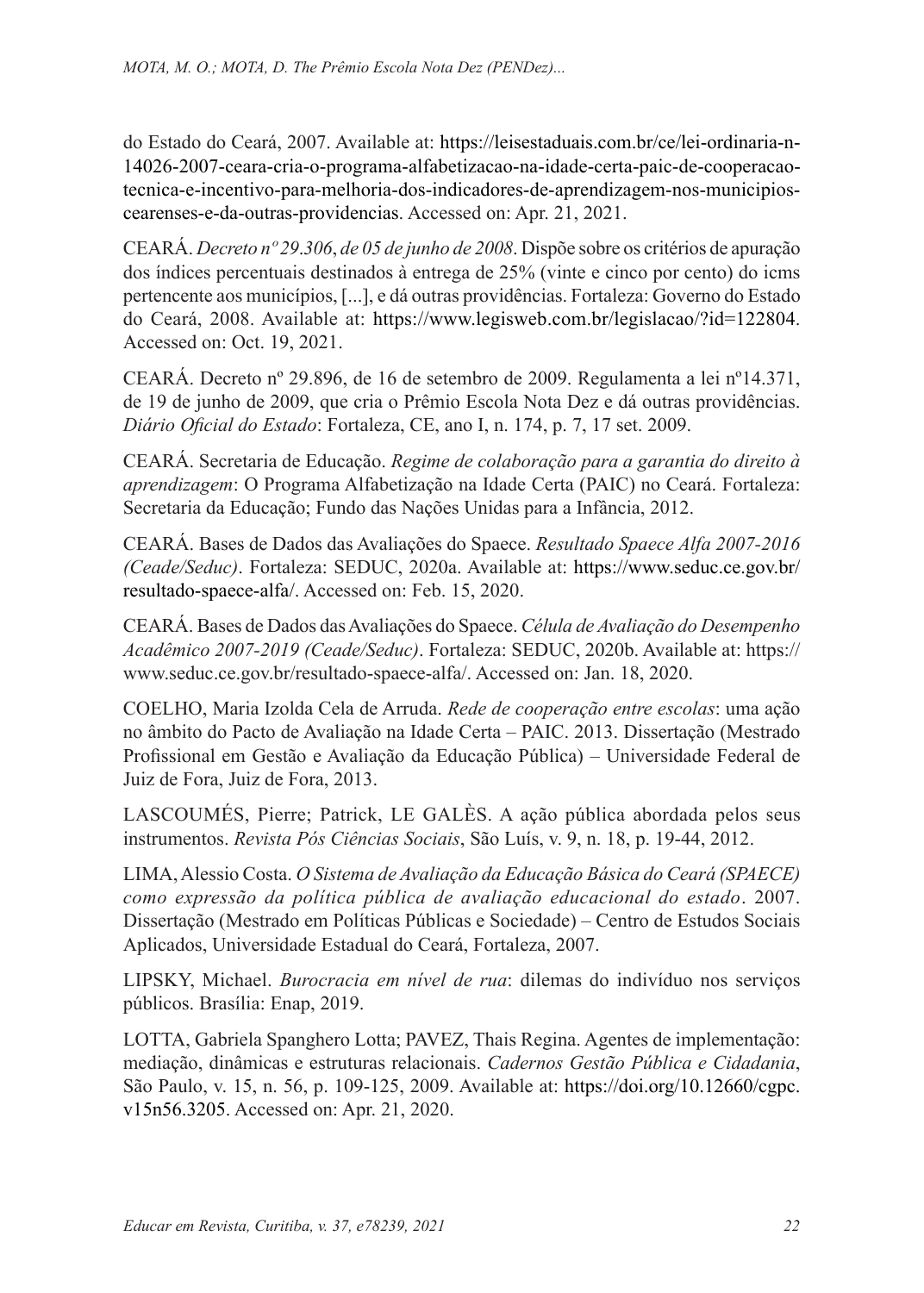do Estado do Ceará, 2007. Available at: https://leisestaduais.com.br/ce/lei-ordinaria-n-14026-2007-ceara-cria-o-programa-alfabetizacao-na-idade-certa-paic-de-cooperacao-tecnica-e-incentivo-para-melhoria-dos-indicadores-de-aprendizagem-nos-municipios-cearenses-e-da-outras-providencias. Accessed on: Apr. 21, 2021.

CEARÁ. *Decreto nº 29.306*, *de 05 de junho de 2008*. Dispõe sobre os critérios de apuração dos índices percentuais destinados à entrega de 25% (vinte e cinco por cento) do icms pertencente aos municípios, [...], e dá outras providências. Fortaleza: Governo do Estado do Ceará, 2008. Available at: https://www.legisweb.com.br/legislacao/?id=122804. Accessed on: Oct. 19, 2021.

CEARÁ. Decreto nº 29.896, de 16 de setembro de 2009. Regulamenta a lei nº14.371, de 19 de junho de 2009, que cria o Prêmio Escola Nota Dez e dá outras providências. *Diário Oficial do Estado*: Fortaleza, CE, ano I, n. 174, p. 7, 17 set. 2009.

CEARÁ. Secretaria de Educação. *Regime de colaboração para a garantia do direito à aprendizagem*: O Programa Alfabetização na Idade Certa (PAIC) no Ceará. Fortaleza: Secretaria da Educação; Fundo das Nações Unidas para a Infância, 2012.

CEARÁ. Bases de Dados das Avaliações do Spaece. *Resultado Spaece Alfa 2007-2016 (Ceade/Seduc)*. Fortaleza: SEDUC, 2020a. Available at: https://www.seduc.ce.gov.br/resultado-spaece-alfa/. Accessed on: Feb. 15, 2020.

CEARÁ. Bases de Dados das Avaliações do Spaece. *Célula de Avaliação do Desempenho Acadêmico 2007-2019 (Ceade/Seduc)*. Fortaleza: SEDUC, 2020b. Available at: https://www.seduc.ce.gov.br/resultado-spaece-alfa/. Accessed on: Jan. 18, 2020.

COELHO, Maria Izolda Cela de Arruda. *Rede de cooperação entre escolas*: uma ação no âmbito do Pacto de Avaliação na Idade Certa – PAIC. 2013. Dissertação (Mestrado Profissional em Gestão e Avaliação da Educação Pública) – Universidade Federal de Juiz de Fora, Juiz de Fora, 2013.

LASCOUMÉS, Pierre; Patrick, LE GALÈS. A ação pública abordada pelos seus instrumentos. *Revista Pós Ciências Sociais*, São Luís, v. 9, n. 18, p. 19-44, 2012.

LIMA, Alessio Costa. *O Sistema de Avaliação da Educação Básica do Ceará (SPAECE) como expressão da política pública de avaliação educacional do estado*. 2007. Dissertação (Mestrado em Políticas Públicas e Sociedade) – Centro de Estudos Sociais Aplicados, Universidade Estadual do Ceará, Fortaleza, 2007.

LIPSKY, Michael. *Burocracia em nível de rua*: dilemas do indivíduo nos serviços públicos. Brasília: Enap, 2019.

LOTTA, Gabriela Spanghero Lotta; PAVEZ, Thais Regina. Agentes de implementação: mediação, dinâmicas e estruturas relacionais. *Cadernos Gestão Pública e Cidadania*, São Paulo, v. 15, n. 56, p. 109-125, 2009. Available at: https://doi.org/10.12660/cgpc.v15n56.3205. Accessed on: Apr. 21, 2020.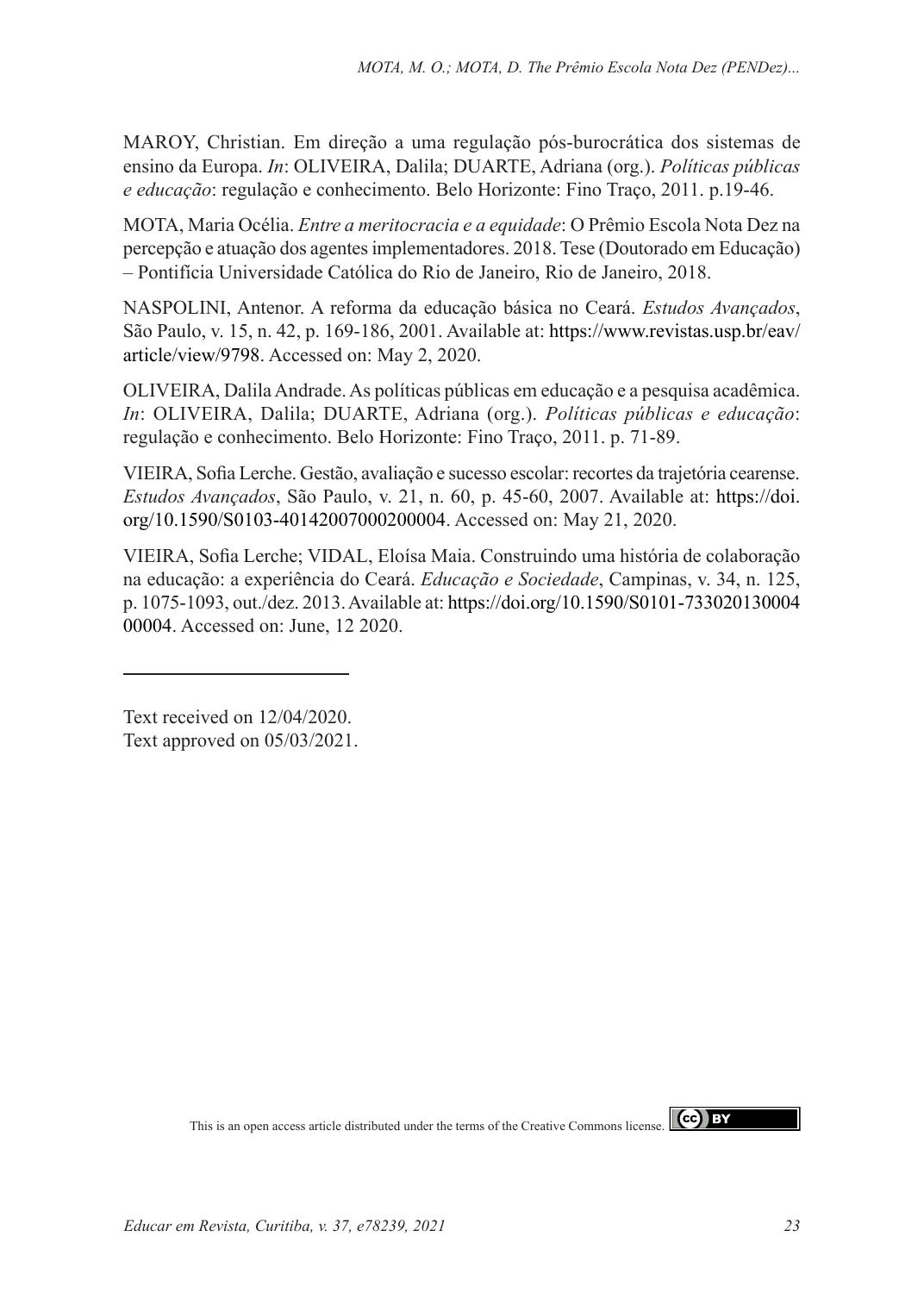MAROY, Christian. Em direção a uma regulação pós-burocrática dos sistemas de ensino da Europa. *In*: OLIVEIRA, Dalila; DUARTE, Adriana (org.). *Políticas públicas e educação*: regulação e conhecimento. Belo Horizonte: Fino Traço, 2011. p.19-46.

MOTA, Maria Océlia. *Entre a meritocracia e a equidade*: O Prêmio Escola Nota Dez na percepção e atuação dos agentes implementadores. 2018. Tese (Doutorado em Educação) – Pontifícia Universidade Católica do Rio de Janeiro, Rio de Janeiro, 2018.

NASPOLINI, Antenor. A reforma da educação básica no Ceará. *Estudos Avançados*, São Paulo, v. 15, n. 42, p. 169-186, 2001. Available at: https://www.revistas.usp.br/eav/article/view/9798. Accessed on: May 2, 2020.

OLIVEIRA, Dalila Andrade. As políticas públicas em educação e a pesquisa acadêmica. *In*: OLIVEIRA, Dalila; DUARTE, Adriana (org.). *Políticas públicas e educação*: regulação e conhecimento. Belo Horizonte: Fino Traço, 2011. p. 71-89.

VIEIRA, Sofia Lerche. Gestão, avaliação e sucesso escolar: recortes da trajetória cearense. *Estudos Avançados*, São Paulo, v. 21, n. 60, p. 45-60, 2007. Available at: https://doi.org/10.1590/S0103-40142007000200004. Accessed on: May 21, 2020.

VIEIRA, Sofia Lerche; VIDAL, Eloísa Maia. Construindo uma história de colaboração na educação: a experiência do Ceará. *Educação e Sociedade*, Campinas, v. 34, n. 125, p. 1075-1093, out./dez. 2013. Available at: https://doi.org/10.1590/S0101-73302013000400004. Accessed on: June, 12 2020.

---

Text received on 12/04/2020.
Text approved on 05/03/2021.

This is an open access article distributed under the terms of the Creative Commons license.